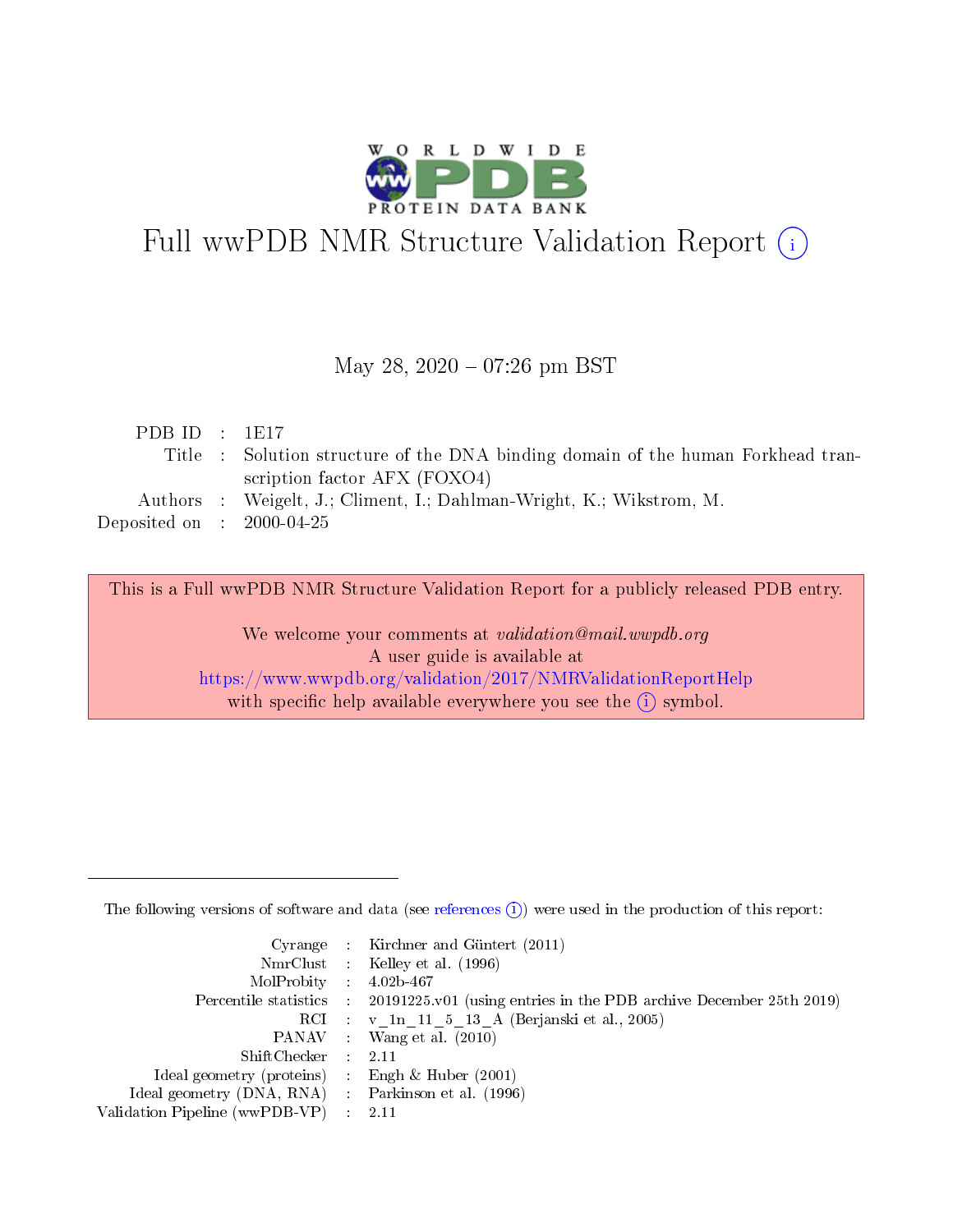# Full wwPDB NMR Structure Validation Report (i)

May 28, 2020 – 07:26 pm BST

| | | |
|---|---|---|
| PDB ID | : | 1E17 |
| Title | : | Solution structure of the DNA binding domain of the human Forkhead transcription factor AFX (FOXO4) |
| Authors | : | Weigelt, J.; Climent, I.; Dahlman-Wright, K.; Wikstrom, M. |
| Deposited on | : | 2000-04-25 |

This is a Full wwPDB NMR Structure Validation Report for a publicly released PDB entry.

We welcome your comments at *validation@mail.wwpdb.org*
A user guide is available at
https://www.wwpdb.org/validation/2017/NMRValidationReportHelp
with specific help available everywhere you see the (i) symbol.

The following versions of software and data (see references (i)) were used in the production of this report:

| | | |
|---|---|---|
| Cyrange | : | Kirchner and Güntert (2011) |
| NmrClust | : | Kelley et al. (1996) |
| MolProbity | : | 4.02b-467 |
| Percentile statistics | : | 20191225.v01 (using entries in the PDB archive December 25th 2019) |
| RCI | : | v_1n_11_5_13_A (Berjanski et al., 2005) |
| PANAV | : | Wang et al. (2010) |
| ShiftChecker | : | 2.11 |
| Ideal geometry (proteins) | : | Engh & Huber (2001) |
| Ideal geometry (DNA, RNA) | : | Parkinson et al. (1996) |
| Validation Pipeline (wwPDB-VP) | : | 2.11 |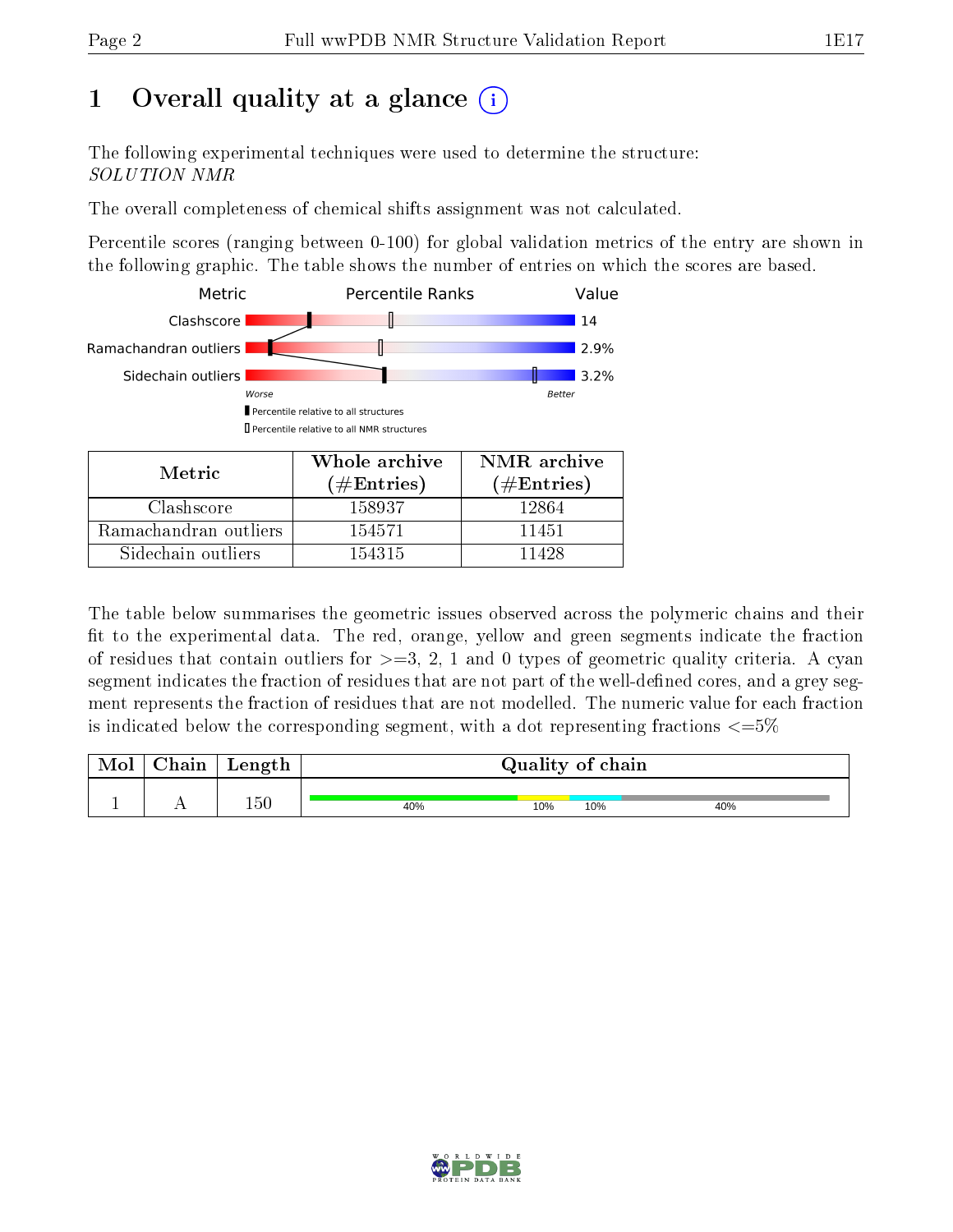# 1 Overall quality at a glance (i)

The following experimental techniques were used to determine the structure:
*SOLUTION NMR*

The overall completeness of chemical shifts assignment was not calculated.

Percentile scores (ranging between 0-100) for global validation metrics of the entry are shown in the following graphic. The table shows the number of entries on which the scores are based.

| Metric | Percentile Ranks | Value |
|---|---|---|
| Clashscore | | 14 |
| Ramachandran outliers | | 2.9% |
| Sidechain outliers | | 3.2% |

Worse — Better

Percentile relative to all structures

Percentile relative to all NMR structures

| Metric | Whole archive (#Entries) | NMR archive (#Entries) |
|---|---|---|
| Clashscore | 158937 | 12864 |
| Ramachandran outliers | 154571 | 11451 |
| Sidechain outliers | 154315 | 11428 |

The table below summarises the geometric issues observed across the polymeric chains and their fit to the experimental data. The red, orange, yellow and green segments indicate the fraction of residues that contain outliers for >=3, 2, 1 and 0 types of geometric quality criteria. A cyan segment indicates the fraction of residues that are not part of the well-defined cores, and a grey segment represents the fraction of residues that are not modelled. The numeric value for each fraction is indicated below the corresponding segment, with a dot representing fractions <=5%

| Mol | Chain | Length | Quality of chain |
|---|---|---|---|
| 1 | A | 150 | 40% 10% 10% 40% |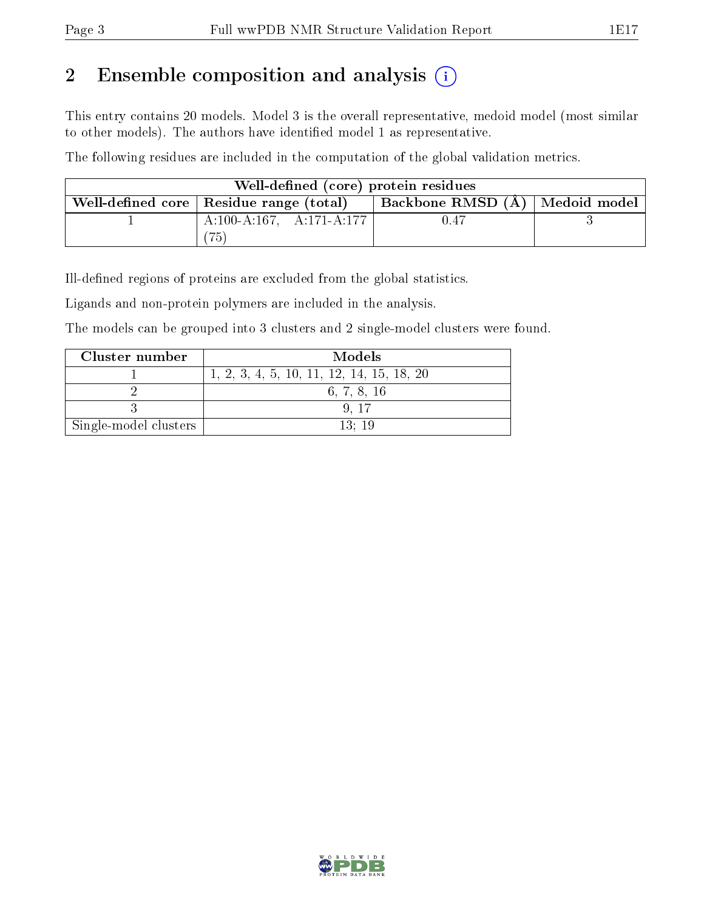## 2 Ensemble composition and analysis

This entry contains 20 models. Model 3 is the overall representative, medoid model (most similar to other models). The authors have identified model 1 as representative.

The following residues are included in the computation of the global validation metrics.

| Well-defined (core) protein residues | | | |
|---|---|---|---|
| Well-defined core | Residue range (total) | Backbone RMSD (Å) | Medoid model |
| 1 | A:100-A:167, A:171-A:177 (75) | 0.47 | 3 |

Ill-defined regions of proteins are excluded from the global statistics.

Ligands and non-protein polymers are included in the analysis.

The models can be grouped into 3 clusters and 2 single-model clusters were found.

| Cluster number | Models |
|---|---|
| 1 | 1, 2, 3, 4, 5, 10, 11, 12, 14, 15, 18, 20 |
| 2 | 6, 7, 8, 16 |
| 3 | 9, 17 |
| Single-model clusters | 13; 19 |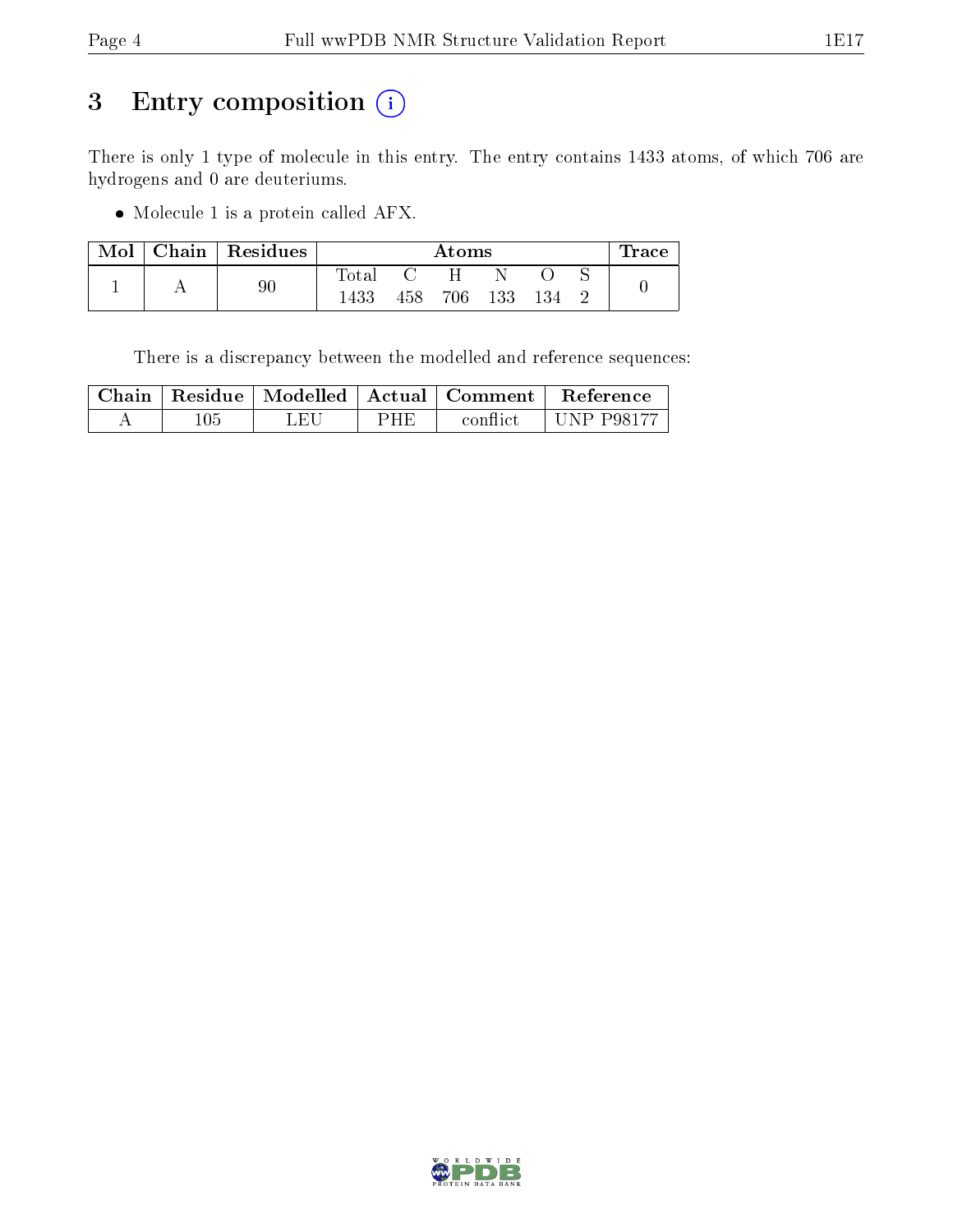# 3 Entry composition

There is only 1 type of molecule in this entry. The entry contains 1433 atoms, of which 706 are hydrogens and 0 are deuteriums.

- Molecule 1 is a protein called AFX.

| Mol | Chain | Residues | Atoms | | | | | | Trace |
|---|---|---|---|---|---|---|---|---|---|
| | | | Total | C | H | N | O | S | |
| 1 | A | 90 | 1433 | 458 | 706 | 133 | 134 | 2 | 0 |

There is a discrepancy between the modelled and reference sequences:

| Chain | Residue | Modelled | Actual | Comment | Reference |
|---|---|---|---|---|---|
| A | 105 | LEU | PHE | conflict | UNP P98177 |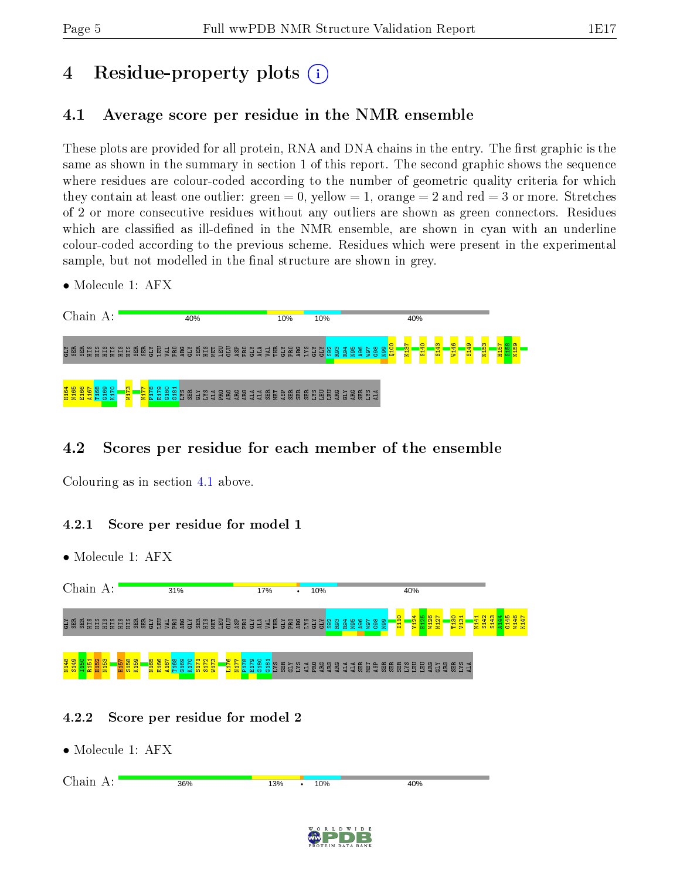# 4 Residue-property plots

## 4.1 Average score per residue in the NMR ensemble

These plots are provided for all protein, RNA and DNA chains in the entry. The first graphic is the same as shown in the summary in section 1 of this report. The second graphic shows the sequence where residues are colour-coded according to the number of geometric quality criteria for which they contain at least one outlier: green = 0, yellow = 1, orange = 2 and red = 3 or more. Stretches of 2 or more consecutive residues without any outliers are shown as green connectors. Residues which are classified as ill-defined in the NMR ensemble, are shown in cyan with an underline colour-coded according to the previous scheme. Residues which were present in the experimental sample, but not modelled in the final structure are shown in grey.

- Molecule 1: AFX

Chain A: 40% 10% 10% 40%

GLY SER SER HIS HIS HIS HIS HIS HIS SER SER GLY LEU VAL PRO ARG GLY SER HIS MET LEU GLU ASP PRO GLY ALA VAL THR GLY PRO ARG LYS GLY GLY S92 R93 R94 N95 A96 W97 G98 N99 Q100 K137 S140 S143 W146 S149 N153 H157 S158 K159 H164 N165 E166 A167 T168 G169 K170 W173 N177 P178 E179 G180 G181 LYS SER GLY LYS ALA PRO ARG ARG ARG ALA ALA SER MET ASP SER SER SER LYS LEU LEU ARG GLY ARG SER LYS ALA

## 4.2 Scores per residue for each member of the ensemble

Colouring as in section 4.1 above.

### 4.2.1 Score per residue for model 1

- Molecule 1: AFX

Chain A: 31% 17% • 10% 40%

GLY SER SER HIS HIS HIS HIS HIS HIS SER SER GLY LEU VAL PRO ARG GLY SER HIS MET LEU GLU ASP PRO GLY ALA VAL THR GLY PRO ARG LYS GLY GLY S92 R93 R94 N95 A96 W97 G98 N99 I110 Y124 K125 W126 M127 T130 V131 N141 S142 S143 A144 G145 W146 K147 N148 S149 I150 R151 H152 N153 H157 S158 K159 N165 E166 A167 T168 G169 K170 S171 S172 W173 L176 N177 P178 E179 G180 G181 LYS SER GLY LYS ALA PRO ARG ARG ARG ALA ALA SER MET ASP SER SER SER LYS LEU LEU ARG GLY ARG SER LYS ALA

### 4.2.2 Score per residue for model 2

- Molecule 1: AFX

Chain A: 36% 13% • 10% 40%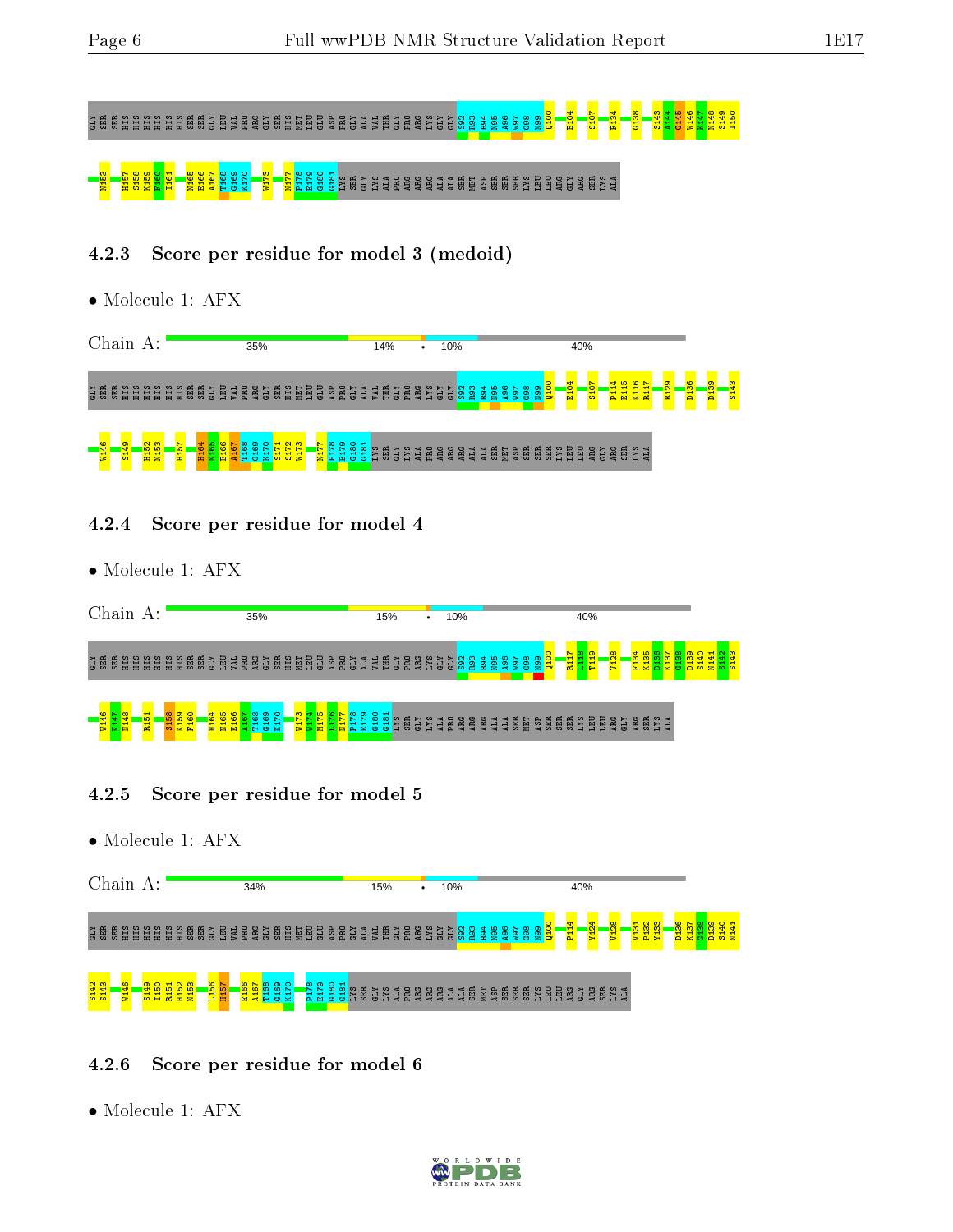GLY SER SER HIS HIS HIS HIS HIS HIS SER SER GLY LEU VAL PRO ARG GLY SER HIS MET LEU GLU ASP PRO GLY ALA VAL THR GLY PRO ARG LYS GLY GLY S92 R93 R94 N95 A96 W97 G98 N99 Q100 E104 S107 F134 G138 S143 A144 G145 W146 K147 N148 S149 I150

N153 H157 S158 K159 F160 I161 N165 E166 A167 T168 G169 K170 W173 N177 P178 E179 G180 G181 LYS SER GLY LYS ALA PRO ARG ARG ARG ALA ALA SER MET ASP SER SER LYS LEU LEU ARG GLY ARG SER LYS ALA

### 4.2.3 Score per residue for model 3 (medoid)

- Molecule 1: AFX

Chain A: 35% | 14% | • | 10% | 40%

GLY SER SER HIS HIS HIS HIS HIS HIS SER SER GLY LEU VAL PRO ARG GLY SER HIS MET LEU GLU ASP PRO GLY ALA VAL THR GLY PRO ARG LYS GLY GLY S92 R93 R94 N95 A96 W97 G98 N99 Q100 E104 S107 P114 E115 K116 R117 R129 D136 D139 S143

W146 S149 H152 N153 H157 H164 N165 E166 A167 T168 G169 K170 S171 S172 W173 N177 P178 E179 G180 G181 LYS SER GLY LYS ALA PRO ARG ARG ARG ALA ALA SER MET ASP SER SER LYS LEU LEU ARG GLY ARG SER LYS ALA

### 4.2.4 Score per residue for model 4

- Molecule 1: AFX

Chain A: 35% | 15% | • | 10% | 40%

GLY SER SER HIS HIS HIS HIS HIS HIS SER SER GLY LEU VAL PRO ARG GLY SER HIS MET LEU GLU ASP PRO GLY ALA VAL THR GLY PRO ARG LYS GLY GLY S92 R93 R94 N95 A96 W97 G98 N99 Q100 R117 L118 T119 V128 F134 K135 D136 K137 G138 D139 S140 N141 S142 S143

W146 K147 N148 R151 S158 K159 F160 H164 N165 E166 A167 T168 G169 K170 W173 W174 N175 L176 N177 P178 E179 G180 G181 LYS SER GLY LYS ALA PRO ARG ARG ARG ALA ALA SER MET ASP SER SER LYS LEU LEU ARG GLY ARG SER LYS ALA

### 4.2.5 Score per residue for model 5

- Molecule 1: AFX

Chain A: 34% | 15% | • | 10% | 40%

GLY SER SER HIS HIS HIS HIS HIS HIS SER SER GLY LEU VAL PRO ARG GLY SER HIS MET LEU GLU ASP PRO GLY ALA VAL THR GLY PRO ARG LYS GLY GLY S92 R93 R94 N95 A96 W97 G98 N99 Q100 P114 Y124 V128 V131 P132 Y133 D136 K137 G138 D139 S140 N141

S142 S143 W146 S149 I150 R151 H152 N153 L156 H157 E166 A167 T168 G169 K170 P178 E179 G180 G181 LYS SER GLY LYS ALA PRO ARG ARG ARG ALA ALA SER MET ASP SER SER LYS LEU LEU ARG GLY ARG SER LYS ALA

### 4.2.6 Score per residue for model 6

- Molecule 1: AFX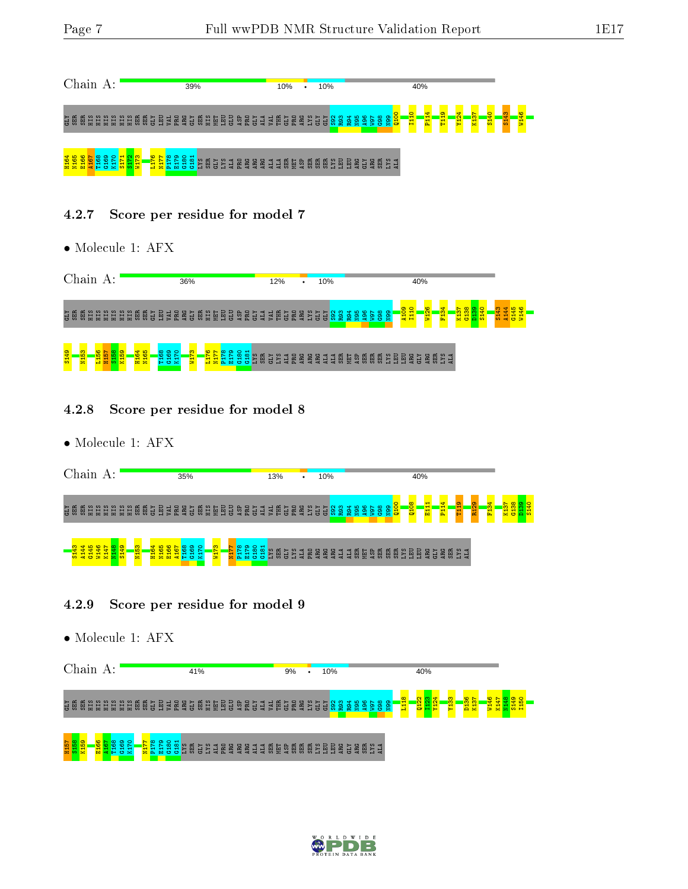Chain A: 39% 10% • 10% 40%

GLY SER SER HIS HIS HIS HIS HIS HIS SER SER GLY LEU VAL PRO ARG GLY SER HIS MET LEU GLU ASP PRO GLY ALA VAL THR GLY PRO ARG LYS GLY GLY S92 R93 R94 N95 A96 W97 G98 N99 Q100 I110 P114 T119 Y124 K137 S140 S143 W146

H164 N165 E166 A167 T168 G169 K170 S171 S172 W173 L176 N177 P178 E179 G180 G181 LYS SER GLY LYS ALA PRO ARG ARG ARG ALA ALA SER MET ASP SER SER SER LYS LEU LEU ARG GLY ARG SER LYS ALA

### 4.2.7 Score per residue for model 7

- Molecule 1: AFX

Chain A: 36% 12% • 10% 40%

GLY SER SER HIS HIS HIS HIS HIS HIS SER SER GLY LEU VAL PRO ARG GLY SER HIS MET LEU GLU ASP PRO GLY ALA VAL THR GLY PRO ARG LYS GLY GLY S92 R93 R94 N95 A96 W97 G98 N99 A109 I110 W126 F134 K137 G138 D139 S140 S143 A144 G145 W146

S149 N153 L156 H157 S158 K159 H164 N165 T168 G169 K170 W173 L176 N177 P178 E179 G180 G181 LYS SER GLY LYS ALA PRO ARG ARG ARG ALA ALA SER MET ASP SER SER SER LYS LEU LEU ARG GLY ARG SER LYS ALA

### 4.2.8 Score per residue for model 8

- Molecule 1: AFX

Chain A: 35% 13% • 10% 40%

GLY SER SER HIS HIS HIS HIS HIS HIS SER SER GLY LEU VAL PRO ARG GLY SER HIS MET LEU GLU ASP PRO GLY ALA VAL THR GLY PRO ARG LYS GLY GLY S92 R93 R94 N95 A96 W97 G98 N99 Q100 Q108 E111 P114 T119 R129 F134 K137 G138 D139 S140

S143 A144 G145 W146 K147 N148 S149 N153 H164 N165 E166 A167 T168 G169 K170 W173 N177 P178 E179 G180 G181 LYS SER GLY LYS ALA PRO ARG ARG ARG ALA ALA SER MET ASP SER SER SER LYS LEU LEU ARG GLY ARG SER LYS ALA

### 4.2.9 Score per residue for model 9

- Molecule 1: AFX

Chain A: 41% 9% • 10% 40%

GLY SER SER HIS HIS HIS HIS HIS HIS SER SER GLY LEU VAL PRO ARG GLY SER HIS MET LEU GLU ASP PRO GLY ALA VAL THR GLY PRO ARG LYS GLY GLY S92 R93 R94 N95 A96 W97 G98 N99 L118 Q122 I123 Y124 Y133 D136 K137 W146 K147 N148 S149 I150

H157 S158 K159 E166 A167 T168 G169 K170 N177 P178 E179 G180 G181 LYS SER GLY LYS ALA PRO ARG ARG ARG ALA ALA SER MET ASP SER SER SER LYS LEU LEU ARG GLY ARG SER LYS ALA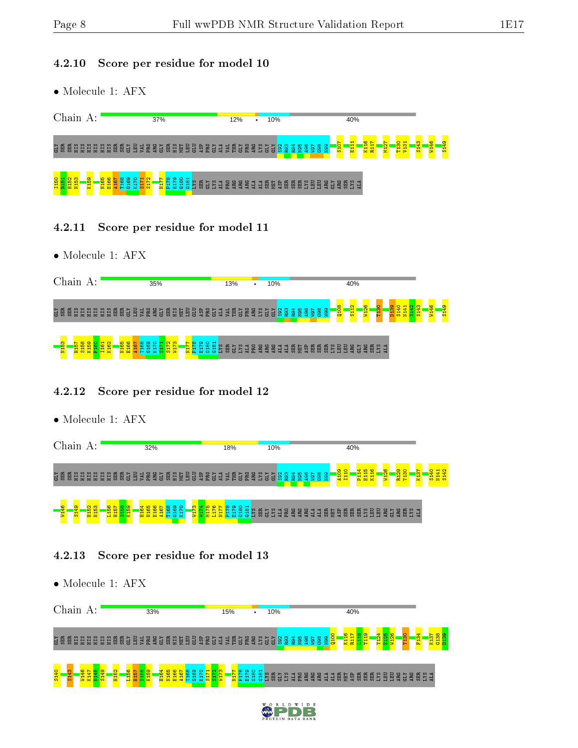### 4.2.10 Score per residue for model 10

- Molecule 1: AFX

Chain A: 37% | 12% | • | 10% | 40%

GLY SER SER HIS HIS HIS HIS HIS HIS SER SER GLY LEU VAL PRO ARG GLY SER HIS MET LEU GLU ASP PRO GLY ALA VAL THR GLY PRO ARG LYS GLY GLY S92 R93 R94 N95 A96 W97 G98 N99 S107 E111 K116 R117 M127 T130 V131 S143 W146 S149 I150 R151 H152 N153 K159 N165 E166 A167 T168 G169 K170 S171 S172 N177 P178 E179 G180 G181 LYS SER GLY LYS ALA PRO ARG ARG ARG ALA ALA SER MET ASP SER SER SER LYS LEU LEU ARG GLY ARG SER LYS ALA

### 4.2.11 Score per residue for model 11

- Molecule 1: AFX

Chain A: 35% | 13% | • | 10% | 40%

GLY SER SER HIS HIS HIS HIS HIS HIS SER SER GLY LEU VAL PRO ARG GLY SER HIS MET LEU GLU ASP PRO GLY ALA VAL THR GLY PRO ARG LYS GLY GLY S92 R93 R94 N95 A96 W97 G98 N99 Q108 S112 W126 T130 D139 S140 N141 S142 S143 W146 S149 N153 H157 S158 K159 F160 I161 K162 N165 E166 A167 T168 G169 K170 S171 S172 W173 N177 P178 E179 G180 G181 LYS SER GLY LYS ALA PRO ARG ARG ARG ALA ALA SER MET ASP SER SER SER LYS LEU LEU ARG GLY ARG SER LYS ALA

### 4.2.12 Score per residue for model 12

- Molecule 1: AFX

Chain A: 32% | 18% | 10% | 40%

GLY SER SER HIS HIS HIS HIS HIS HIS SER SER GLY LEU VAL PRO ARG GLY SER HIS MET LEU GLU ASP PRO GLY ALA VAL THR GLY PRO ARG LYS GLY GLY S92 R93 R94 N95 A96 W97 G98 N99 A109 I110 P114 E115 K116 W126 R129 T130 K137 S140 N141 S142 W146 S149 H152 N153 L156 H157 S158 K159 H164 N165 E166 A167 T168 G169 K170 W173 W174 M175 L176 N177 P178 E179 G180 G181 LYS SER GLY LYS ALA PRO ARG ARG ARG ALA ALA SER MET ASP SER SER SER LYS LEU LEU ARG GLY ARG SER LYS ALA

### 4.2.13 Score per residue for model 13

- Molecule 1: AFX

Chain A: 33% | 15% | • | 10% | 40%

GLY SER SER HIS HIS HIS HIS HIS HIS SER SER GLY LEU VAL PRO ARG GLY SER HIS MET LEU GLU ASP PRO GLY ALA VAL THR GLY PRO ARG LYS GLY GLY S92 R93 R94 N95 A96 W97 G98 N99 Q100 K116 R117 L118 T119 Y124 E125 W126 T130 F134 K137 G138 D139 S140 S143 W146 K147 N148 S149 H152 L156 H157 S158 K159 H164 N165 E166 A167 T168 G169 K170 S171 S172 W173 N177 P178 E179 G180 G181 LYS SER GLY LYS ALA PRO ARG ARG ARG ALA ALA SER MET ASP SER SER SER LYS LEU LEU ARG GLY ARG SER LYS ALA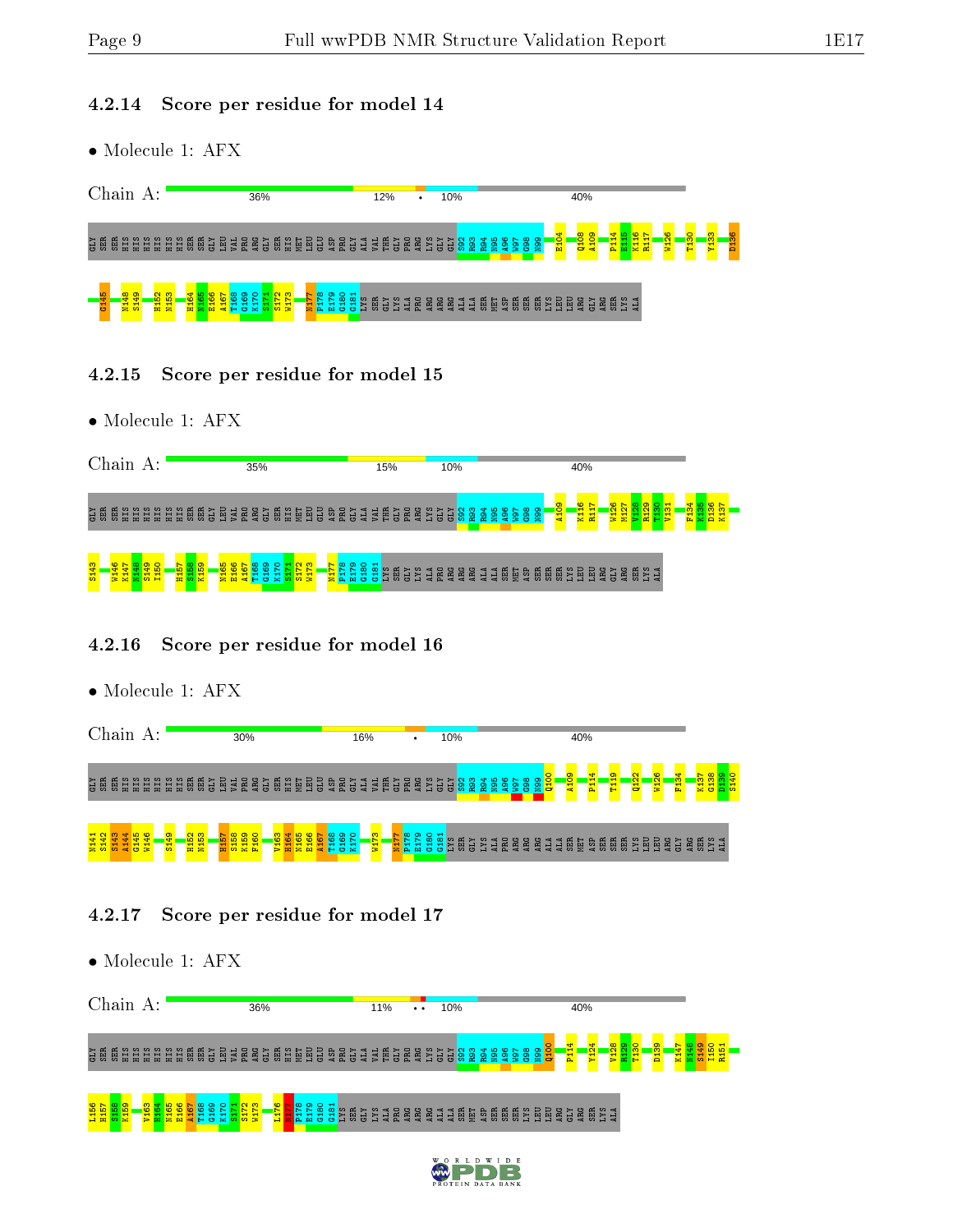### 4.2.14 Score per residue for model 14

- Molecule 1: AFX

Chain A: 36% | 12% | • | 10% | 40%

GLY SER SER HIS HIS HIS HIS HIS HIS SER SER GLY LEU VAL PRO ARG GLY SER HIS MET LEU GLU ASP PRO GLY ALA VAL THR GLY PRO ARG LYS GLY GLY S92 R93 R94 N95 A96 W97 G98 N99 E104 Q108 A109 P114 E115 K116 R117 W126 T130 Y133 D136 G145 N148 S149 H152 N153 H164 N165 E166 A167 T168 G169 K170 S171 S172 W173 N177 P178 E179 G180 G181 LYS SER GLY LYS ALA PRO ARG ARG ARG ALA ALA SER MET ASP SER SER SER LYS LEU LEU ARG GLY ARG SER LYS ALA

### 4.2.15 Score per residue for model 15

- Molecule 1: AFX

Chain A: 35% | 15% | 10% | 40%

GLY SER SER HIS HIS HIS HIS HIS HIS SER SER GLY LEU VAL PRO ARG GLY SER HIS MET LEU GLU ASP PRO GLY ALA VAL THR GLY PRO ARG LYS GLY GLY S92 R93 R94 N95 A96 W97 G98 N99 A109 K116 R117 W126 M127 V128 R129 T130 V131 F134 K135 D136 K137 S143 W146 K147 N148 S149 I150 H157 S158 K159 N165 E166 A167 T168 G169 K170 S171 S172 W173 N177 P178 E179 G180 G181 LYS SER GLY LYS ALA PRO ARG ARG ARG ALA ALA SER MET ASP SER SER SER LYS LEU LEU ARG GLY ARG SER LYS ALA

### 4.2.16 Score per residue for model 16

- Molecule 1: AFX

Chain A: 30% | 16% | • | 10% | 40%

GLY SER SER HIS HIS HIS HIS HIS HIS SER SER GLY LEU VAL PRO ARG GLY SER HIS MET LEU GLU ASP PRO GLY ALA VAL THR GLY PRO ARG LYS GLY GLY S92 R93 R94 N95 A96 W97 G98 N99 Q100 A109 P114 T119 Q122 W126 F134 K137 G138 D139 S140 N141 S142 S143 A144 G145 W146 S149 H152 N153 H157 S158 K159 F160 V163 H164 N165 E166 A167 T168 G169 K170 W173 N177 P178 E179 G180 G181 LYS SER GLY LYS ALA PRO ARG ARG ARG ALA ALA SER MET ASP SER SER SER LYS LEU LEU ARG GLY ARG SER LYS ALA

### 4.2.17 Score per residue for model 17

- Molecule 1: AFX

Chain A: 36% | 11% | •• | 10% | 40%

GLY SER SER HIS HIS HIS HIS HIS HIS SER SER GLY LEU VAL PRO ARG GLY SER HIS MET LEU GLU ASP PRO GLY ALA VAL THR GLY PRO ARG LYS GLY GLY S92 R93 R94 N95 A96 W97 G98 N99 Q100 P114 Y124 V128 R129 T130 D139 K147 N148 S149 I150 R151 L156 H157 S158 K159 V163 H164 N165 E166 A167 T168 G169 K170 S171 S172 W173 L176 N177 P178 E179 G180 G181 LYS SER GLY LYS ALA PRO ARG ARG ARG ALA ALA SER MET ASP SER SER SER LYS LEU LEU ARG GLY ARG SER LYS ALA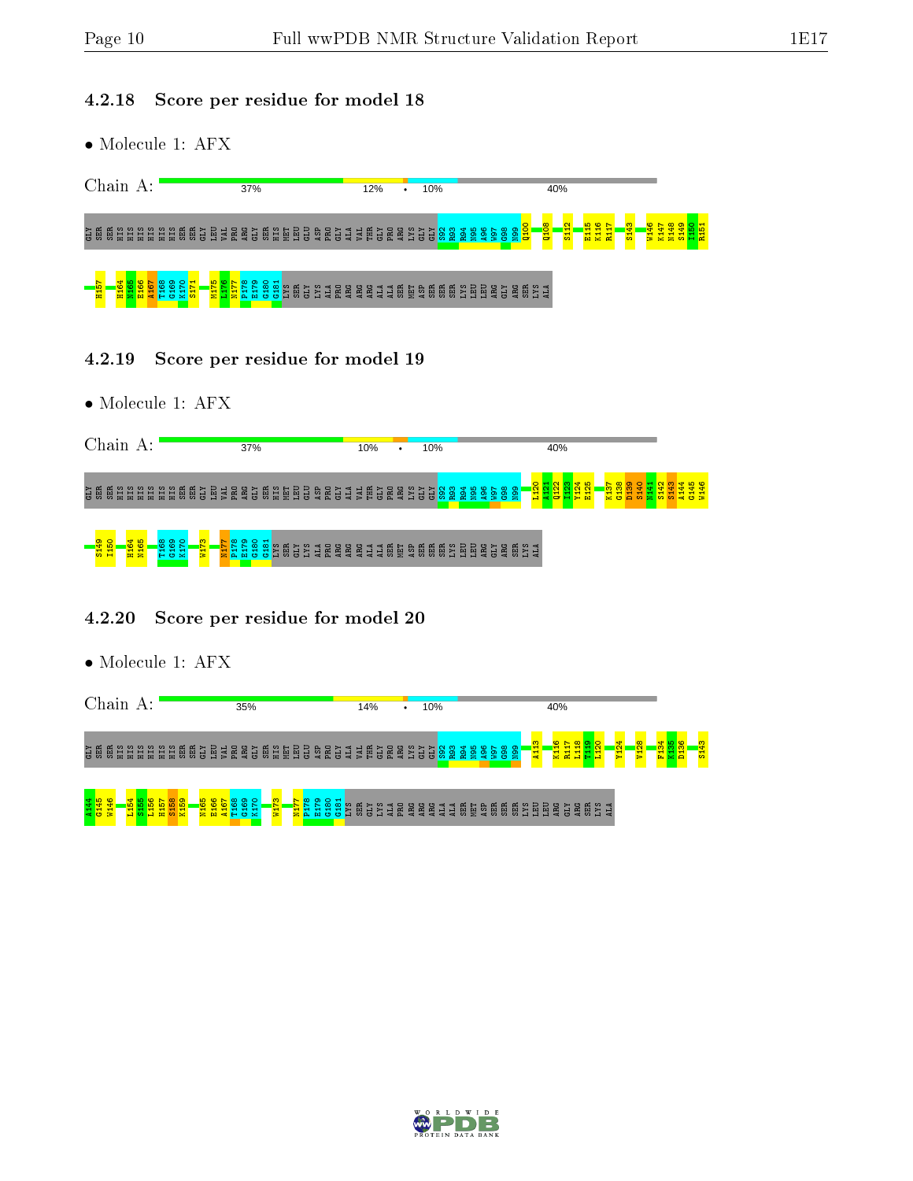### 4.2.18 Score per residue for model 18

- Molecule 1: AFX

Chain A: 37% 12% • 10% 40%

GLY SER SER HIS HIS HIS HIS HIS HIS SER SER GLY LEU VAL PRO ARG GLY SER HIS MET LEU GLU ASP PRO GLY ALA VAL THR GLY PRO ARG LYS GLY GLY S92 R93 R94 N95 A96 W97 G98 N99 Q100 Q108 S112 E115 K116 R117 S143 W146 K147 N148 S149 I150 R151 H157 H164 N165 E166 A167 T168 G169 K170 S171 M175 L176 N177 P178 E179 G180 G181 LYS SER GLY LYS ALA PRO ARG ARG ALA ALA SER MET ASP SER SER SER LYS LEU LEU ARG GLY ARG SER LYS ALA

### 4.2.19 Score per residue for model 19

- Molecule 1: AFX

Chain A: 37% 10% • 10% 40%

GLY SER SER HIS HIS HIS HIS HIS HIS SER SER GLY LEU VAL PRO ARG GLY SER HIS MET LEU GLU ASP PRO GLY ALA VAL THR GLY PRO ARG LYS GLY GLY S92 R93 R94 N95 A96 W97 G98 N99 L120 A121 Q122 I123 Y124 E125 K137 G138 D139 S140 N141 S142 S143 A144 G145 W146 S149 I150 H164 N165 T168 G169 K170 W173 N177 P178 E179 G180 G181 LYS SER GLY LYS ALA PRO ARG ARG ALA ALA SER MET ASP SER SER SER LYS LEU LEU ARG GLY ARG SER LYS ALA

### 4.2.20 Score per residue for model 20

- Molecule 1: AFX

Chain A: 35% 14% • 10% 40%

GLY SER SER HIS HIS HIS HIS HIS HIS SER SER GLY LEU VAL PRO ARG GLY SER HIS MET LEU GLU ASP PRO GLY ALA VAL THR GLY PRO ARG LYS GLY GLY S92 R93 R94 N95 A96 W97 G98 N99 A113 K116 R117 L118 T119 L120 Y124 V128 F134 K135 D136 S143 A144 G145 W146 L154 S155 L156 H157 S158 K159 N165 E166 A167 T168 G169 K170 W173 N177 P178 E179 G180 G181 LYS SER GLY LYS ALA PRO ARG ARG ALA ALA SER MET ASP SER SER SER LYS LEU LEU ARG GLY ARG SER LYS ALA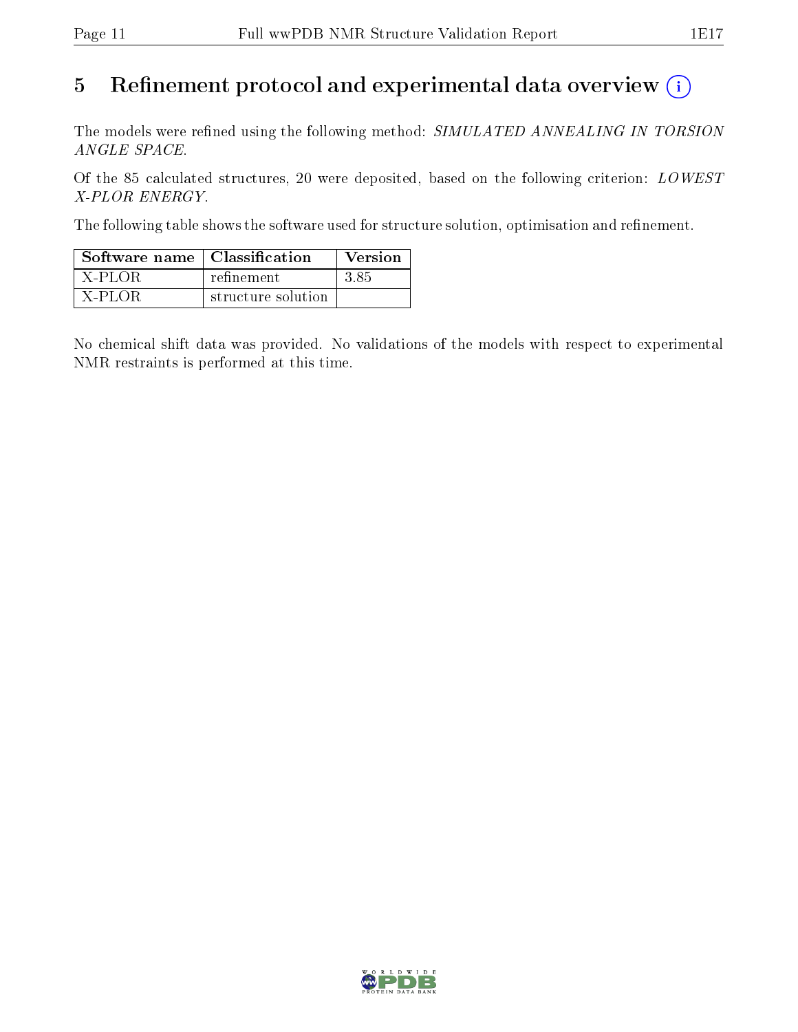# 5 Refinement protocol and experimental data overview

The models were refined using the following method: *SIMULATED ANNEALING IN TORSION ANGLE SPACE*.

Of the 85 calculated structures, 20 were deposited, based on the following criterion: *LOWEST X-PLOR ENERGY*.

The following table shows the software used for structure solution, optimisation and refinement.

| Software name | Classification | Version |
|---|---|---|
| X-PLOR | refinement | 3.85 |
| X-PLOR | structure solution | |

No chemical shift data was provided. No validations of the models with respect to experimental NMR restraints is performed at this time.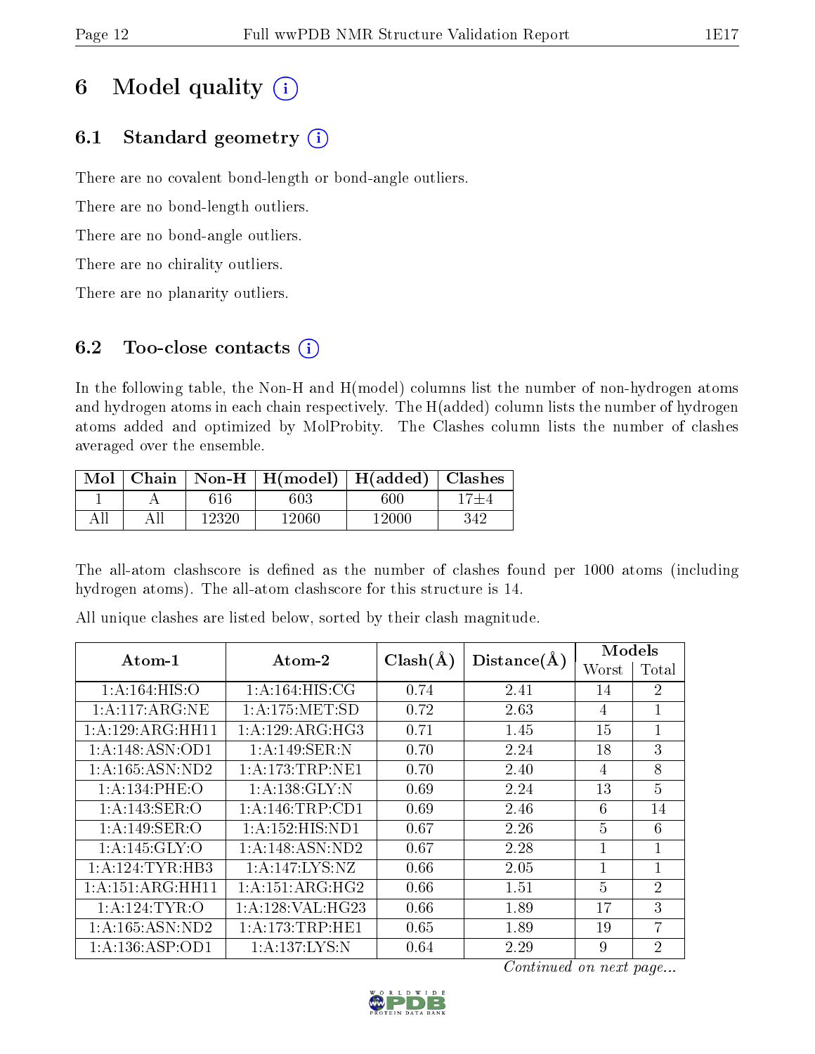# 6 Model quality

## 6.1 Standard geometry

There are no covalent bond-length or bond-angle outliers.

There are no bond-length outliers.

There are no bond-angle outliers.

There are no chirality outliers.

There are no planarity outliers.

## 6.2 Too-close contacts

In the following table, the Non-H and H(model) columns list the number of non-hydrogen atoms and hydrogen atoms in each chain respectively. The H(added) column lists the number of hydrogen atoms added and optimized by MolProbity. The Clashes column lists the number of clashes averaged over the ensemble.

| Mol | Chain | Non-H | H(model) | H(added) | Clashes |
|---|---|---|---|---|---|
| 1 | A | 616 | 603 | 600 | 17±4 |
| All | All | 12320 | 12060 | 12000 | 342 |

The all-atom clashscore is defined as the number of clashes found per 1000 atoms (including hydrogen atoms). The all-atom clashscore for this structure is 14.

All unique clashes are listed below, sorted by their clash magnitude.

| Atom-1 | Atom-2 | Clash(Å) | Distance(Å) | Models | |
|---|---|---|---|---|---|
| | | | | Worst | Total |
| 1:A:164:HIS:O | 1:A:164:HIS:CG | 0.74 | 2.41 | 14 | 2 |
| 1:A:117:ARG:NE | 1:A:175:MET:SD | 0.72 | 2.63 | 4 | 1 |
| 1:A:129:ARG:HH11 | 1:A:129:ARG:HG3 | 0.71 | 1.45 | 15 | 1 |
| 1:A:148:ASN:OD1 | 1:A:149:SER:N | 0.70 | 2.24 | 18 | 3 |
| 1:A:165:ASN:ND2 | 1:A:173:TRP:NE1 | 0.70 | 2.40 | 4 | 8 |
| 1:A:134:PHE:O | 1:A:138:GLY:N | 0.69 | 2.24 | 13 | 5 |
| 1:A:143:SER:O | 1:A:146:TRP:CD1 | 0.69 | 2.46 | 6 | 14 |
| 1:A:149:SER:O | 1:A:152:HIS:ND1 | 0.67 | 2.26 | 5 | 6 |
| 1:A:145:GLY:O | 1:A:148:ASN:ND2 | 0.67 | 2.28 | 1 | 1 |
| 1:A:124:TYR:HB3 | 1:A:147:LYS:NZ | 0.66 | 2.05 | 1 | 1 |
| 1:A:151:ARG:HH11 | 1:A:151:ARG:HG2 | 0.66 | 1.51 | 5 | 2 |
| 1:A:124:TYR:O | 1:A:128:VAL:HG23 | 0.66 | 1.89 | 17 | 3 |
| 1:A:165:ASN:ND2 | 1:A:173:TRP:HE1 | 0.65 | 1.89 | 19 | 7 |
| 1:A:136:ASP:OD1 | 1:A:137:LYS:N | 0.64 | 2.29 | 9 | 2 |

*Continued on next page...*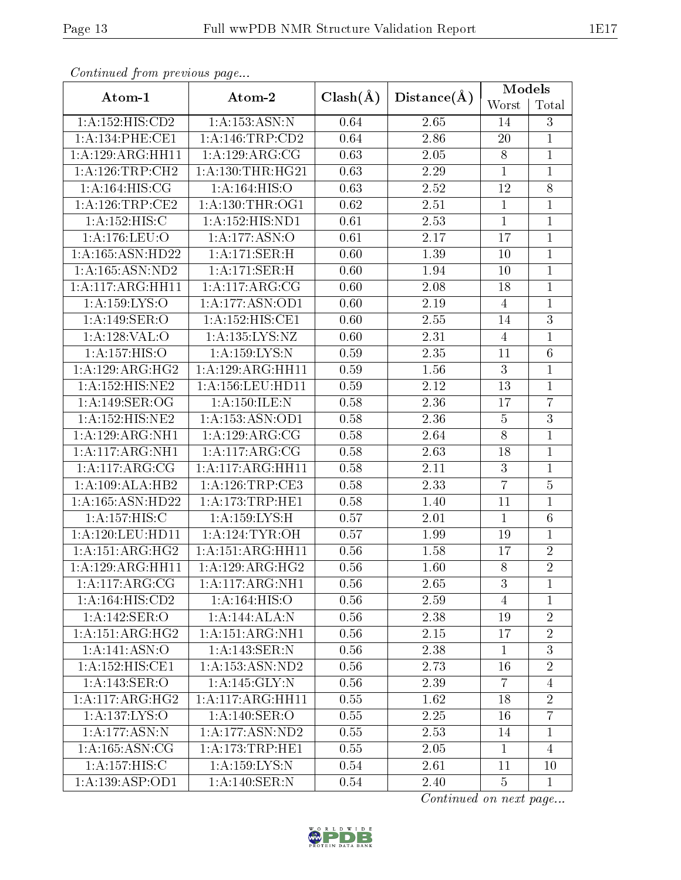*Continued from previous page...*

| Atom-1 | Atom-2 | Clash(Å) | Distance(Å) | Models | |
|---|---|---|---|---|---|
| | | | | Worst | Total |
| 1:A:152:HIS:CD2 | 1:A:153:ASN:N | 0.64 | 2.65 | 14 | 3 |
| 1:A:134:PHE:CE1 | 1:A:146:TRP:CD2 | 0.64 | 2.86 | 20 | 1 |
| 1:A:129:ARG:HH11 | 1:A:129:ARG:CG | 0.63 | 2.05 | 8 | 1 |
| 1:A:126:TRP:CH2 | 1:A:130:THR:HG21 | 0.63 | 2.29 | 1 | 1 |
| 1:A:164:HIS:CG | 1:A:164:HIS:O | 0.63 | 2.52 | 12 | 8 |
| 1:A:126:TRP:CE2 | 1:A:130:THR:OG1 | 0.62 | 2.51 | 1 | 1 |
| 1:A:152:HIS:C | 1:A:152:HIS:ND1 | 0.61 | 2.53 | 1 | 1 |
| 1:A:176:LEU:O | 1:A:177:ASN:O | 0.61 | 2.17 | 17 | 1 |
| 1:A:165:ASN:HD22 | 1:A:171:SER:H | 0.60 | 1.39 | 10 | 1 |
| 1:A:165:ASN:ND2 | 1:A:171:SER:H | 0.60 | 1.94 | 10 | 1 |
| 1:A:117:ARG:HH11 | 1:A:117:ARG:CG | 0.60 | 2.08 | 18 | 1 |
| 1:A:159:LYS:O | 1:A:177:ASN:OD1 | 0.60 | 2.19 | 4 | 1 |
| 1:A:149:SER:O | 1:A:152:HIS:CE1 | 0.60 | 2.55 | 14 | 3 |
| 1:A:128:VAL:O | 1:A:135:LYS:NZ | 0.60 | 2.31 | 4 | 1 |
| 1:A:157:HIS:O | 1:A:159:LYS:N | 0.59 | 2.35 | 11 | 6 |
| 1:A:129:ARG:HG2 | 1:A:129:ARG:HH11 | 0.59 | 1.56 | 3 | 1 |
| 1:A:152:HIS:NE2 | 1:A:156:LEU:HD11 | 0.59 | 2.12 | 13 | 1 |
| 1:A:149:SER:OG | 1:A:150:ILE:N | 0.58 | 2.36 | 17 | 7 |
| 1:A:152:HIS:NE2 | 1:A:153:ASN:OD1 | 0.58 | 2.36 | 5 | 3 |
| 1:A:129:ARG:NH1 | 1:A:129:ARG:CG | 0.58 | 2.64 | 8 | 1 |
| 1:A:117:ARG:NH1 | 1:A:117:ARG:CG | 0.58 | 2.63 | 18 | 1 |
| 1:A:117:ARG:CG | 1:A:117:ARG:HH11 | 0.58 | 2.11 | 3 | 1 |
| 1:A:109:ALA:HB2 | 1:A:126:TRP:CE3 | 0.58 | 2.33 | 7 | 5 |
| 1:A:165:ASN:HD22 | 1:A:173:TRP:HE1 | 0.58 | 1.40 | 11 | 1 |
| 1:A:157:HIS:C | 1:A:159:LYS:H | 0.57 | 2.01 | 1 | 6 |
| 1:A:120:LEU:HD11 | 1:A:124:TYR:OH | 0.57 | 1.99 | 19 | 1 |
| 1:A:151:ARG:HG2 | 1:A:151:ARG:HH11 | 0.56 | 1.58 | 17 | 2 |
| 1:A:129:ARG:HH11 | 1:A:129:ARG:HG2 | 0.56 | 1.60 | 8 | 2 |
| 1:A:117:ARG:CG | 1:A:117:ARG:NH1 | 0.56 | 2.65 | 3 | 1 |
| 1:A:164:HIS:CD2 | 1:A:164:HIS:O | 0.56 | 2.59 | 4 | 1 |
| 1:A:142:SER:O | 1:A:144:ALA:N | 0.56 | 2.38 | 19 | 2 |
| 1:A:151:ARG:HG2 | 1:A:151:ARG:NH1 | 0.56 | 2.15 | 17 | 2 |
| 1:A:141:ASN:O | 1:A:143:SER:N | 0.56 | 2.38 | 1 | 3 |
| 1:A:152:HIS:CE1 | 1:A:153:ASN:ND2 | 0.56 | 2.73 | 16 | 2 |
| 1:A:143:SER:O | 1:A:145:GLY:N | 0.56 | 2.39 | 7 | 4 |
| 1:A:117:ARG:HG2 | 1:A:117:ARG:HH11 | 0.55 | 1.62 | 18 | 2 |
| 1:A:137:LYS:O | 1:A:140:SER:O | 0.55 | 2.25 | 16 | 7 |
| 1:A:177:ASN:N | 1:A:177:ASN:ND2 | 0.55 | 2.53 | 14 | 1 |
| 1:A:165:ASN:CG | 1:A:173:TRP:HE1 | 0.55 | 2.05 | 1 | 4 |
| 1:A:157:HIS:C | 1:A:159:LYS:N | 0.54 | 2.61 | 11 | 10 |
| 1:A:139:ASP:OD1 | 1:A:140:SER:N | 0.54 | 2.40 | 5 | 1 |

*Continued on next page...*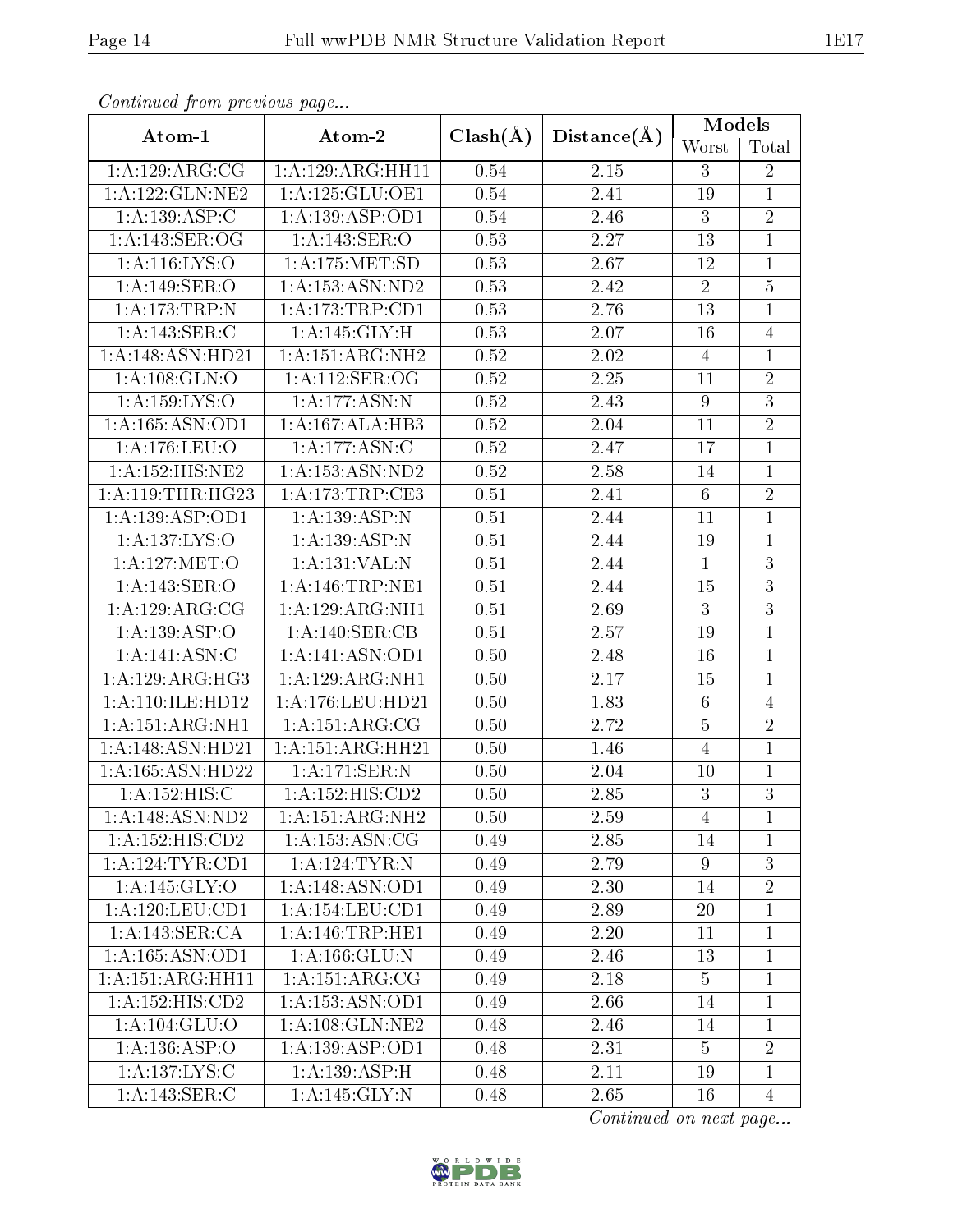*Continued from previous page...*

| Atom-1 | Atom-2 | Clash(Å) | Distance(Å) | Models | |
|---|---|---|---|---|---|
| | | | | Worst | Total |
| 1:A:129:ARG:CG | 1:A:129:ARG:HH11 | 0.54 | 2.15 | 3 | 2 |
| 1:A:122:GLN:NE2 | 1:A:125:GLU:OE1 | 0.54 | 2.41 | 19 | 1 |
| 1:A:139:ASP:C | 1:A:139:ASP:OD1 | 0.54 | 2.46 | 3 | 2 |
| 1:A:143:SER:OG | 1:A:143:SER:O | 0.53 | 2.27 | 13 | 1 |
| 1:A:116:LYS:O | 1:A:175:MET:SD | 0.53 | 2.67 | 12 | 1 |
| 1:A:149:SER:O | 1:A:153:ASN:ND2 | 0.53 | 2.42 | 2 | 5 |
| 1:A:173:TRP:N | 1:A:173:TRP:CD1 | 0.53 | 2.76 | 13 | 1 |
| 1:A:143:SER:C | 1:A:145:GLY:H | 0.53 | 2.07 | 16 | 4 |
| 1:A:148:ASN:HD21 | 1:A:151:ARG:NH2 | 0.52 | 2.02 | 4 | 1 |
| 1:A:108:GLN:O | 1:A:112:SER:OG | 0.52 | 2.25 | 11 | 2 |
| 1:A:159:LYS:O | 1:A:177:ASN:N | 0.52 | 2.43 | 9 | 3 |
| 1:A:165:ASN:OD1 | 1:A:167:ALA:HB3 | 0.52 | 2.04 | 11 | 2 |
| 1:A:176:LEU:O | 1:A:177:ASN:C | 0.52 | 2.47 | 17 | 1 |
| 1:A:152:HIS:NE2 | 1:A:153:ASN:ND2 | 0.52 | 2.58 | 14 | 1 |
| 1:A:119:THR:HG23 | 1:A:173:TRP:CE3 | 0.51 | 2.41 | 6 | 2 |
| 1:A:139:ASP:OD1 | 1:A:139:ASP:N | 0.51 | 2.44 | 11 | 1 |
| 1:A:137:LYS:O | 1:A:139:ASP:N | 0.51 | 2.44 | 19 | 1 |
| 1:A:127:MET:O | 1:A:131:VAL:N | 0.51 | 2.44 | 1 | 3 |
| 1:A:143:SER:O | 1:A:146:TRP:NE1 | 0.51 | 2.44 | 15 | 3 |
| 1:A:129:ARG:CG | 1:A:129:ARG:NH1 | 0.51 | 2.69 | 3 | 3 |
| 1:A:139:ASP:O | 1:A:140:SER:CB | 0.51 | 2.57 | 19 | 1 |
| 1:A:141:ASN:C | 1:A:141:ASN:OD1 | 0.50 | 2.48 | 16 | 1 |
| 1:A:129:ARG:HG3 | 1:A:129:ARG:NH1 | 0.50 | 2.17 | 15 | 1 |
| 1:A:110:ILE:HD12 | 1:A:176:LEU:HD21 | 0.50 | 1.83 | 6 | 4 |
| 1:A:151:ARG:NH1 | 1:A:151:ARG:CG | 0.50 | 2.72 | 5 | 2 |
| 1:A:148:ASN:HD21 | 1:A:151:ARG:HH21 | 0.50 | 1.46 | 4 | 1 |
| 1:A:165:ASN:HD22 | 1:A:171:SER:N | 0.50 | 2.04 | 10 | 1 |
| 1:A:152:HIS:C | 1:A:152:HIS:CD2 | 0.50 | 2.85 | 3 | 3 |
| 1:A:148:ASN:ND2 | 1:A:151:ARG:NH2 | 0.50 | 2.59 | 4 | 1 |
| 1:A:152:HIS:CD2 | 1:A:153:ASN:CG | 0.49 | 2.85 | 14 | 1 |
| 1:A:124:TYR:CD1 | 1:A:124:TYR:N | 0.49 | 2.79 | 9 | 3 |
| 1:A:145:GLY:O | 1:A:148:ASN:OD1 | 0.49 | 2.30 | 14 | 2 |
| 1:A:120:LEU:CD1 | 1:A:154:LEU:CD1 | 0.49 | 2.89 | 20 | 1 |
| 1:A:143:SER:CA | 1:A:146:TRP:HE1 | 0.49 | 2.20 | 11 | 1 |
| 1:A:165:ASN:OD1 | 1:A:166:GLU:N | 0.49 | 2.46 | 13 | 1 |
| 1:A:151:ARG:HH11 | 1:A:151:ARG:CG | 0.49 | 2.18 | 5 | 1 |
| 1:A:152:HIS:CD2 | 1:A:153:ASN:OD1 | 0.49 | 2.66 | 14 | 1 |
| 1:A:104:GLU:O | 1:A:108:GLN:NE2 | 0.48 | 2.46 | 14 | 1 |
| 1:A:136:ASP:O | 1:A:139:ASP:OD1 | 0.48 | 2.31 | 5 | 2 |
| 1:A:137:LYS:C | 1:A:139:ASP:H | 0.48 | 2.11 | 19 | 1 |
| 1:A:143:SER:C | 1:A:145:GLY:N | 0.48 | 2.65 | 16 | 4 |

*Continued on next page...*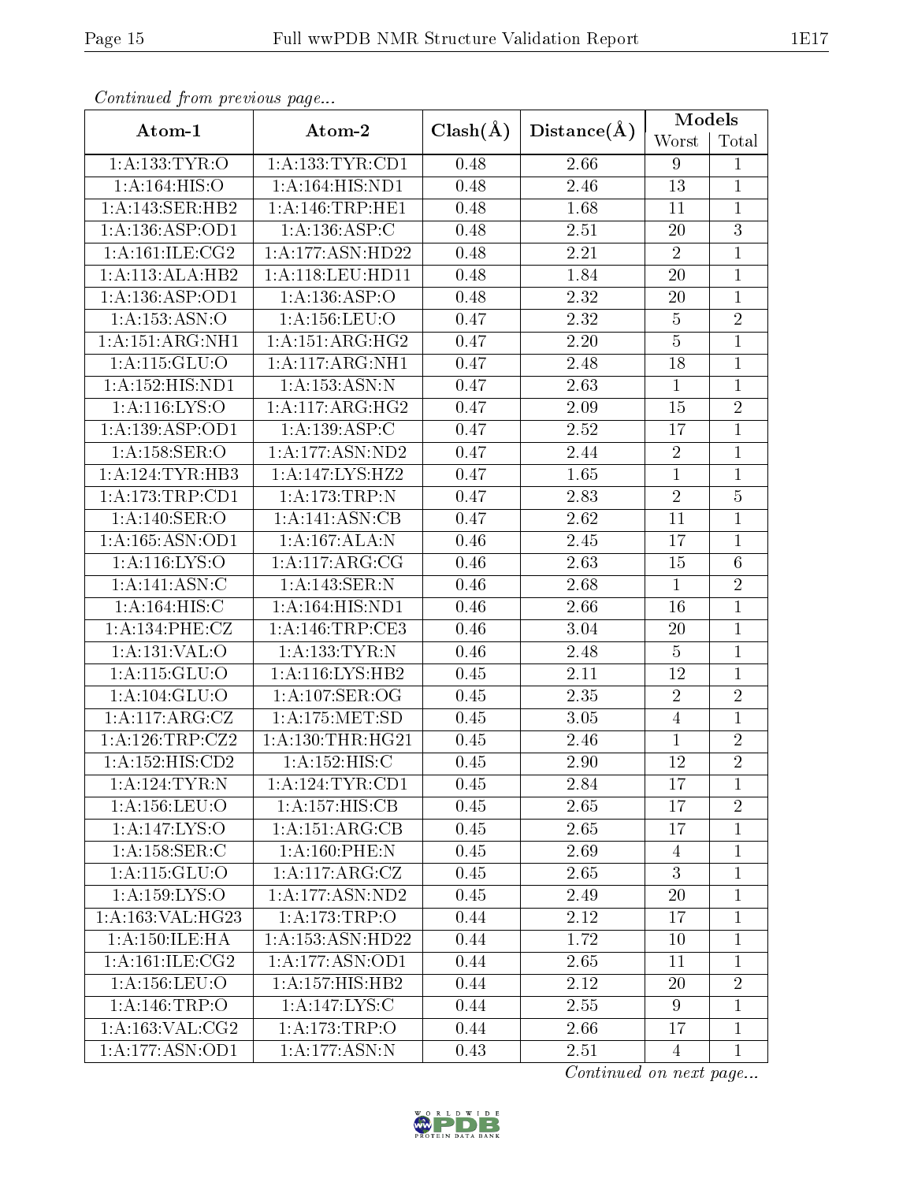*Continued from previous page...*

| Atom-1 | Atom-2 | Clash(Å) | Distance(Å) | Models | |
|---|---|---|---|---|---|
| | | | | Worst | Total |
| 1:A:133:TYR:O | 1:A:133:TYR:CD1 | 0.48 | 2.66 | 9 | 1 |
| 1:A:164:HIS:O | 1:A:164:HIS:ND1 | 0.48 | 2.46 | 13 | 1 |
| 1:A:143:SER:HB2 | 1:A:146:TRP:HE1 | 0.48 | 1.68 | 11 | 1 |
| 1:A:136:ASP:OD1 | 1:A:136:ASP:C | 0.48 | 2.51 | 20 | 3 |
| 1:A:161:ILE:CG2 | 1:A:177:ASN:HD22 | 0.48 | 2.21 | 2 | 1 |
| 1:A:113:ALA:HB2 | 1:A:118:LEU:HD11 | 0.48 | 1.84 | 20 | 1 |
| 1:A:136:ASP:OD1 | 1:A:136:ASP:O | 0.48 | 2.32 | 20 | 1 |
| 1:A:153:ASN:O | 1:A:156:LEU:O | 0.47 | 2.32 | 5 | 2 |
| 1:A:151:ARG:NH1 | 1:A:151:ARG:HG2 | 0.47 | 2.20 | 5 | 1 |
| 1:A:115:GLU:O | 1:A:117:ARG:NH1 | 0.47 | 2.48 | 18 | 1 |
| 1:A:152:HIS:ND1 | 1:A:153:ASN:N | 0.47 | 2.63 | 1 | 1 |
| 1:A:116:LYS:O | 1:A:117:ARG:HG2 | 0.47 | 2.09 | 15 | 2 |
| 1:A:139:ASP:OD1 | 1:A:139:ASP:C | 0.47 | 2.52 | 17 | 1 |
| 1:A:158:SER:O | 1:A:177:ASN:ND2 | 0.47 | 2.44 | 2 | 1 |
| 1:A:124:TYR:HB3 | 1:A:147:LYS:HZ2 | 0.47 | 1.65 | 1 | 1 |
| 1:A:173:TRP:CD1 | 1:A:173:TRP:N | 0.47 | 2.83 | 2 | 5 |
| 1:A:140:SER:O | 1:A:141:ASN:CB | 0.47 | 2.62 | 11 | 1 |
| 1:A:165:ASN:OD1 | 1:A:167:ALA:N | 0.46 | 2.45 | 17 | 1 |
| 1:A:116:LYS:O | 1:A:117:ARG:CG | 0.46 | 2.63 | 15 | 6 |
| 1:A:141:ASN:C | 1:A:143:SER:N | 0.46 | 2.68 | 1 | 2 |
| 1:A:164:HIS:C | 1:A:164:HIS:ND1 | 0.46 | 2.66 | 16 | 1 |
| 1:A:134:PHE:CZ | 1:A:146:TRP:CE3 | 0.46 | 3.04 | 20 | 1 |
| 1:A:131:VAL:O | 1:A:133:TYR:N | 0.46 | 2.48 | 5 | 1 |
| 1:A:115:GLU:O | 1:A:116:LYS:HB2 | 0.45 | 2.11 | 12 | 1 |
| 1:A:104:GLU:O | 1:A:107:SER:OG | 0.45 | 2.35 | 2 | 2 |
| 1:A:117:ARG:CZ | 1:A:175:MET:SD | 0.45 | 3.05 | 4 | 1 |
| 1:A:126:TRP:CZ2 | 1:A:130:THR:HG21 | 0.45 | 2.46 | 1 | 2 |
| 1:A:152:HIS:CD2 | 1:A:152:HIS:C | 0.45 | 2.90 | 12 | 2 |
| 1:A:124:TYR:N | 1:A:124:TYR:CD1 | 0.45 | 2.84 | 17 | 1 |
| 1:A:156:LEU:O | 1:A:157:HIS:CB | 0.45 | 2.65 | 17 | 2 |
| 1:A:147:LYS:O | 1:A:151:ARG:CB | 0.45 | 2.65 | 17 | 1 |
| 1:A:158:SER:C | 1:A:160:PHE:N | 0.45 | 2.69 | 4 | 1 |
| 1:A:115:GLU:O | 1:A:117:ARG:CZ | 0.45 | 2.65 | 3 | 1 |
| 1:A:159:LYS:O | 1:A:177:ASN:ND2 | 0.45 | 2.49 | 20 | 1 |
| 1:A:163:VAL:HG23 | 1:A:173:TRP:O | 0.44 | 2.12 | 17 | 1 |
| 1:A:150:ILE:HA | 1:A:153:ASN:HD22 | 0.44 | 1.72 | 10 | 1 |
| 1:A:161:ILE:CG2 | 1:A:177:ASN:OD1 | 0.44 | 2.65 | 11 | 1 |
| 1:A:156:LEU:O | 1:A:157:HIS:HB2 | 0.44 | 2.12 | 20 | 2 |
| 1:A:146:TRP:O | 1:A:147:LYS:C | 0.44 | 2.55 | 9 | 1 |
| 1:A:163:VAL:CG2 | 1:A:173:TRP:O | 0.44 | 2.66 | 17 | 1 |
| 1:A:177:ASN:OD1 | 1:A:177:ASN:N | 0.43 | 2.51 | 4 | 1 |

*Continued on next page...*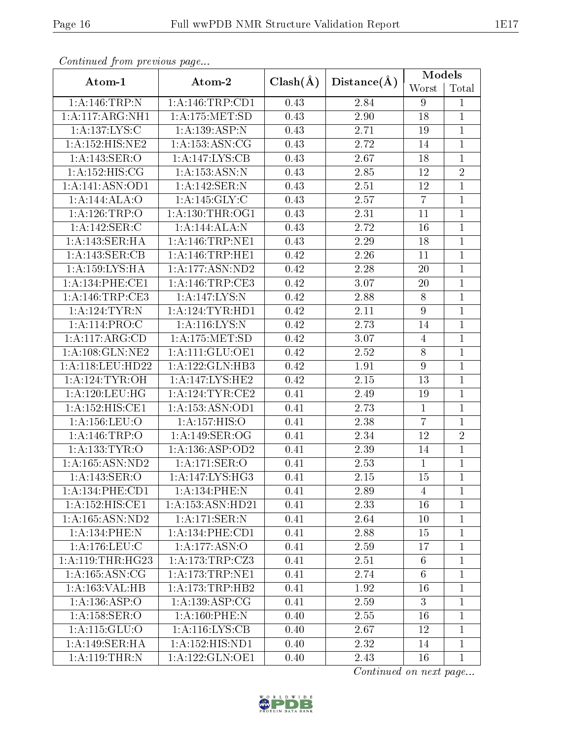*Continued from previous page...*

| Atom-1 | Atom-2 | Clash(Å) | Distance(Å) | Models | |
|---|---|---|---|---|---|
| | | | | Worst | Total |
| 1:A:146:TRP:N | 1:A:146:TRP:CD1 | 0.43 | 2.84 | 9 | 1 |
| 1:A:117:ARG:NH1 | 1:A:175:MET:SD | 0.43 | 2.90 | 18 | 1 |
| 1:A:137:LYS:C | 1:A:139:ASP:N | 0.43 | 2.71 | 19 | 1 |
| 1:A:152:HIS:NE2 | 1:A:153:ASN:CG | 0.43 | 2.72 | 14 | 1 |
| 1:A:143:SER:O | 1:A:147:LYS:CB | 0.43 | 2.67 | 18 | 1 |
| 1:A:152:HIS:CG | 1:A:153:ASN:N | 0.43 | 2.85 | 12 | 2 |
| 1:A:141:ASN:OD1 | 1:A:142:SER:N | 0.43 | 2.51 | 12 | 1 |
| 1:A:144:ALA:O | 1:A:145:GLY:C | 0.43 | 2.57 | 7 | 1 |
| 1:A:126:TRP:O | 1:A:130:THR:OG1 | 0.43 | 2.31 | 11 | 1 |
| 1:A:142:SER:C | 1:A:144:ALA:N | 0.43 | 2.72 | 16 | 1 |
| 1:A:143:SER:HA | 1:A:146:TRP:NE1 | 0.43 | 2.29 | 18 | 1 |
| 1:A:143:SER:CB | 1:A:146:TRP:HE1 | 0.42 | 2.26 | 11 | 1 |
| 1:A:159:LYS:HA | 1:A:177:ASN:ND2 | 0.42 | 2.28 | 20 | 1 |
| 1:A:134:PHE:CE1 | 1:A:146:TRP:CE3 | 0.42 | 3.07 | 20 | 1 |
| 1:A:146:TRP:CE3 | 1:A:147:LYS:N | 0.42 | 2.88 | 8 | 1 |
| 1:A:124:TYR:N | 1:A:124:TYR:HD1 | 0.42 | 2.11 | 9 | 1 |
| 1:A:114:PRO:C | 1:A:116:LYS:N | 0.42 | 2.73 | 14 | 1 |
| 1:A:117:ARG:CD | 1:A:175:MET:SD | 0.42 | 3.07 | 4 | 1 |
| 1:A:108:GLN:NE2 | 1:A:111:GLU:OE1 | 0.42 | 2.52 | 8 | 1 |
| 1:A:118:LEU:HD22 | 1:A:122:GLN:HB3 | 0.42 | 1.91 | 9 | 1 |
| 1:A:124:TYR:OH | 1:A:147:LYS:HE2 | 0.42 | 2.15 | 13 | 1 |
| 1:A:120:LEU:HG | 1:A:124:TYR:CE2 | 0.41 | 2.49 | 19 | 1 |
| 1:A:152:HIS:CE1 | 1:A:153:ASN:OD1 | 0.41 | 2.73 | 1 | 1 |
| 1:A:156:LEU:O | 1:A:157:HIS:O | 0.41 | 2.38 | 7 | 1 |
| 1:A:146:TRP:O | 1:A:149:SER:OG | 0.41 | 2.34 | 12 | 2 |
| 1:A:133:TYR:O | 1:A:136:ASP:OD2 | 0.41 | 2.39 | 14 | 1 |
| 1:A:165:ASN:ND2 | 1:A:171:SER:O | 0.41 | 2.53 | 1 | 1 |
| 1:A:143:SER:O | 1:A:147:LYS:HG3 | 0.41 | 2.15 | 15 | 1 |
| 1:A:134:PHE:CD1 | 1:A:134:PHE:N | 0.41 | 2.89 | 4 | 1 |
| 1:A:152:HIS:CE1 | 1:A:153:ASN:HD21 | 0.41 | 2.33 | 16 | 1 |
| 1:A:165:ASN:ND2 | 1:A:171:SER:N | 0.41 | 2.64 | 10 | 1 |
| 1:A:134:PHE:N | 1:A:134:PHE:CD1 | 0.41 | 2.88 | 15 | 1 |
| 1:A:176:LEU:C | 1:A:177:ASN:O | 0.41 | 2.59 | 17 | 1 |
| 1:A:119:THR:HG23 | 1:A:173:TRP:CZ3 | 0.41 | 2.51 | 6 | 1 |
| 1:A:165:ASN:CG | 1:A:173:TRP:NE1 | 0.41 | 2.74 | 6 | 1 |
| 1:A:163:VAL:HB | 1:A:173:TRP:HB2 | 0.41 | 1.92 | 16 | 1 |
| 1:A:136:ASP:O | 1:A:139:ASP:CG | 0.41 | 2.59 | 3 | 1 |
| 1:A:158:SER:O | 1:A:160:PHE:N | 0.40 | 2.55 | 16 | 1 |
| 1:A:115:GLU:O | 1:A:116:LYS:CB | 0.40 | 2.67 | 12 | 1 |
| 1:A:149:SER:HA | 1:A:152:HIS:ND1 | 0.40 | 2.32 | 14 | 1 |
| 1:A:119:THR:N | 1:A:122:GLN:OE1 | 0.40 | 2.43 | 16 | 1 |

*Continued on next page...*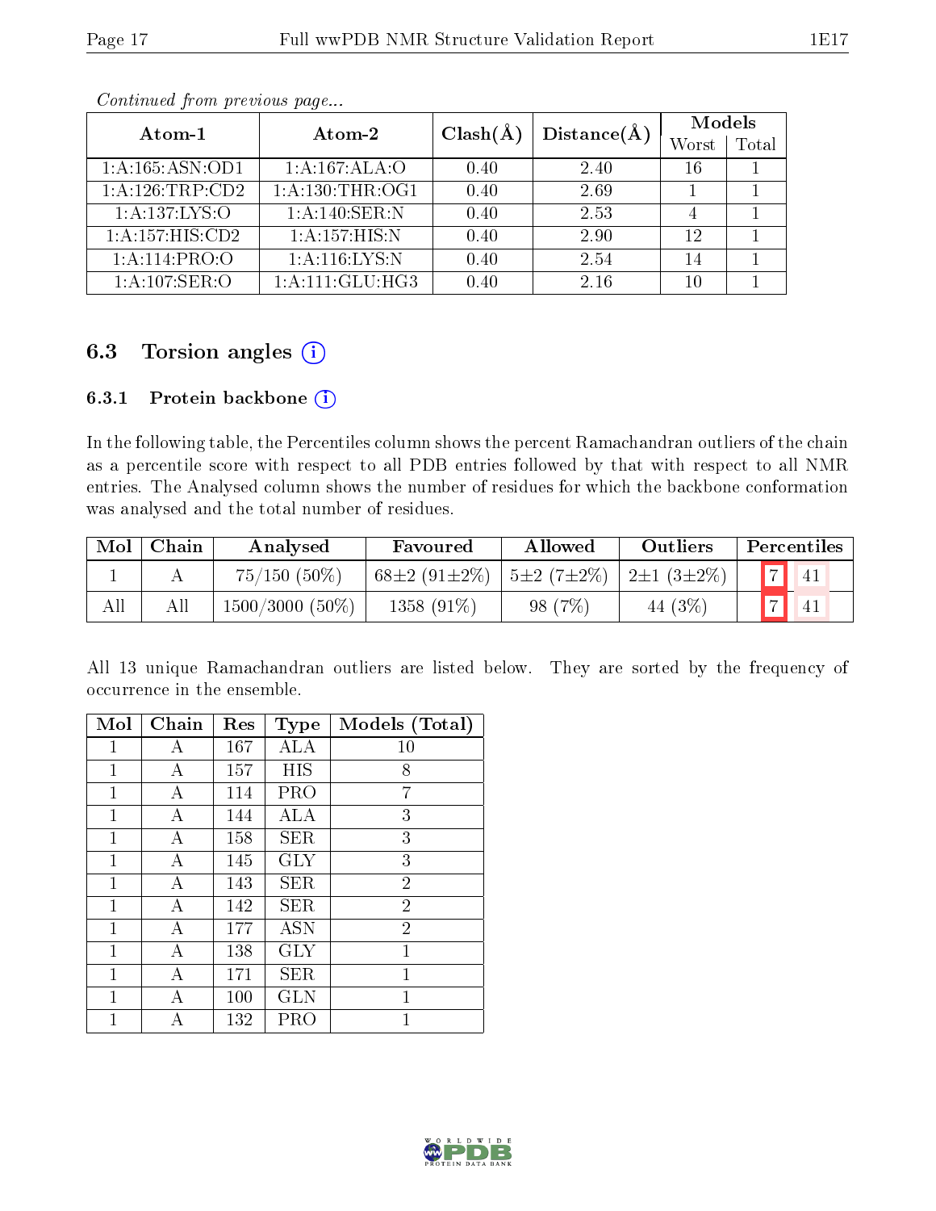*Continued from previous page...*

| Atom-1 | Atom-2 | Clash(Å) | Distance(Å) | Models | |
|---|---|---|---|---|---|
| | | | | Worst | Total |
| 1:A:165:ASN:OD1 | 1:A:167:ALA:O | 0.40 | 2.40 | 16 | 1 |
| 1:A:126:TRP:CD2 | 1:A:130:THR:OG1 | 0.40 | 2.69 | 1 | 1 |
| 1:A:137:LYS:O | 1:A:140:SER:N | 0.40 | 2.53 | 4 | 1 |
| 1:A:157:HIS:CD2 | 1:A:157:HIS:N | 0.40 | 2.90 | 12 | 1 |
| 1:A:114:PRO:O | 1:A:116:LYS:N | 0.40 | 2.54 | 14 | 1 |
| 1:A:107:SER:O | 1:A:111:GLU:HG3 | 0.40 | 2.16 | 10 | 1 |

## 6.3 Torsion angles

### 6.3.1 Protein backbone

In the following table, the Percentiles column shows the percent Ramachandran outliers of the chain as a percentile score with respect to all PDB entries followed by that with respect to all NMR entries. The Analysed column shows the number of residues for which the backbone conformation was analysed and the total number of residues.

| Mol | Chain | Analysed | Favoured | Allowed | Outliers | Percentiles | |
|---|---|---|---|---|---|---|---|
| 1 | A | 75/150 (50%) | 68±2 (91±2%) | 5±2 (7±2%) | 2±1 (3±2%) | 7 | 41 |
| All | All | 1500/3000 (50%) | 1358 (91%) | 98 (7%) | 44 (3%) | 7 | 41 |

All 13 unique Ramachandran outliers are listed below. They are sorted by the frequency of occurrence in the ensemble.

| Mol | Chain | Res | Type | Models (Total) |
|---|---|---|---|---|
| 1 | A | 167 | ALA | 10 |
| 1 | A | 157 | HIS | 8 |
| 1 | A | 114 | PRO | 7 |
| 1 | A | 144 | ALA | 3 |
| 1 | A | 158 | SER | 3 |
| 1 | A | 145 | GLY | 3 |
| 1 | A | 143 | SER | 2 |
| 1 | A | 142 | SER | 2 |
| 1 | A | 177 | ASN | 2 |
| 1 | A | 138 | GLY | 1 |
| 1 | A | 171 | SER | 1 |
| 1 | A | 100 | GLN | 1 |
| 1 | A | 132 | PRO | 1 |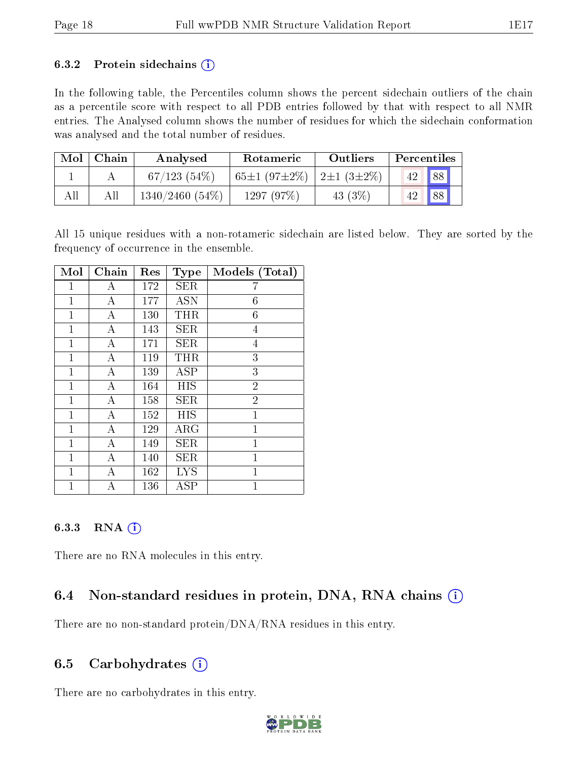### 6.3.2 Protein sidechains (i)

In the following table, the Percentiles column shows the percent sidechain outliers of the chain as a percentile score with respect to all PDB entries followed by that with respect to all NMR entries. The Analysed column shows the number of residues for which the sidechain conformation was analysed and the total number of residues.

| Mol | Chain | Analysed | Rotameric | Outliers | Percentiles | |
|---|---|---|---|---|---|---|
| 1 | A | 67/123 (54%) | 65±1 (97±2%) | 2±1 (3±2%) | 42 | 88 |
| All | All | 1340/2460 (54%) | 1297 (97%) | 43 (3%) | 42 | 88 |

All 15 unique residues with a non-rotameric sidechain are listed below. They are sorted by the frequency of occurrence in the ensemble.

| Mol | Chain | Res | Type | Models (Total) |
|---|---|---|---|---|
| 1 | A | 172 | SER | 7 |
| 1 | A | 177 | ASN | 6 |
| 1 | A | 130 | THR | 6 |
| 1 | A | 143 | SER | 4 |
| 1 | A | 171 | SER | 4 |
| 1 | A | 119 | THR | 3 |
| 1 | A | 139 | ASP | 3 |
| 1 | A | 164 | HIS | 2 |
| 1 | A | 158 | SER | 2 |
| 1 | A | 152 | HIS | 1 |
| 1 | A | 129 | ARG | 1 |
| 1 | A | 149 | SER | 1 |
| 1 | A | 140 | SER | 1 |
| 1 | A | 162 | LYS | 1 |
| 1 | A | 136 | ASP | 1 |

### 6.3.3 RNA (i)

There are no RNA molecules in this entry.

## 6.4 Non-standard residues in protein, DNA, RNA chains (i)

There are no non-standard protein/DNA/RNA residues in this entry.

## 6.5 Carbohydrates (i)

There are no carbohydrates in this entry.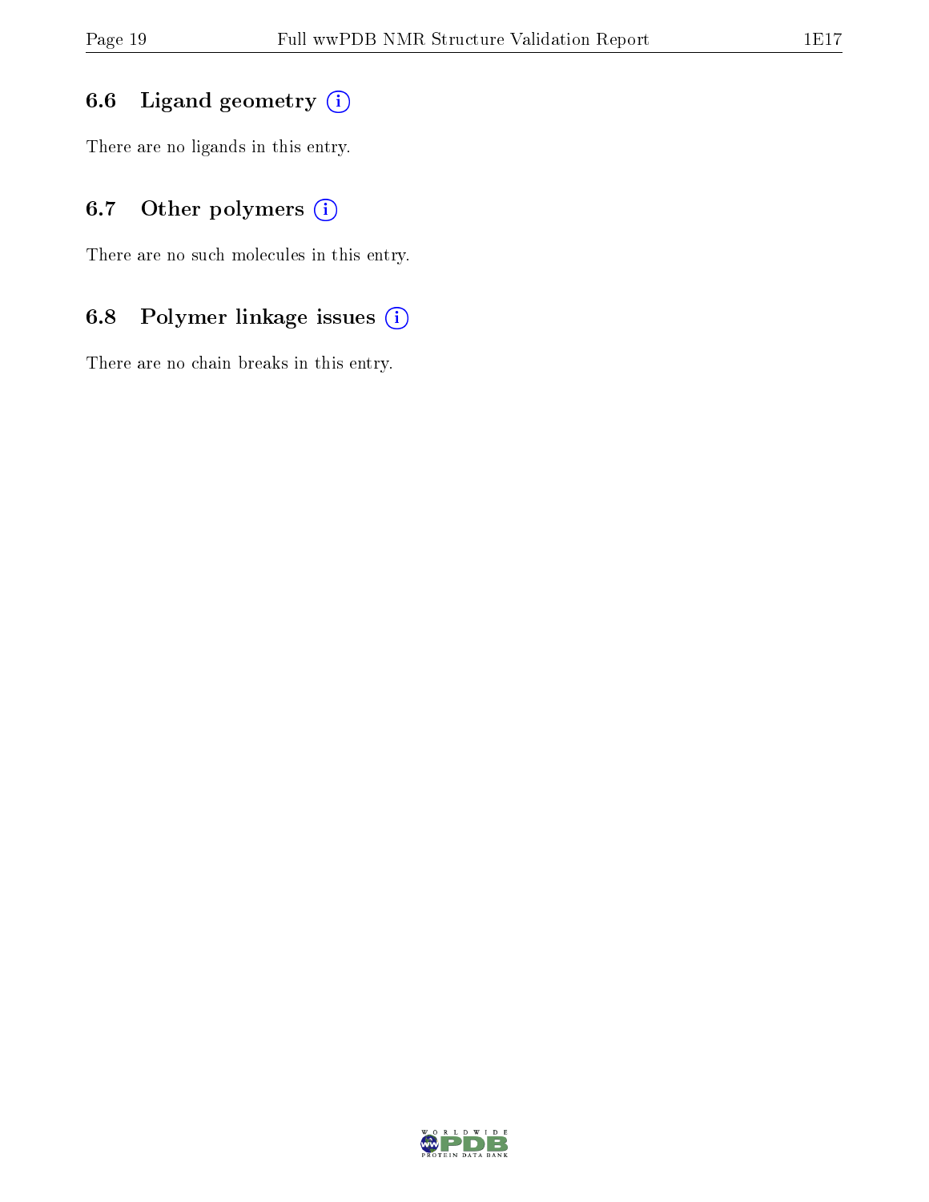### 6.6 Ligand geometry

There are no ligands in this entry.

### 6.7 Other polymers

There are no such molecules in this entry.

### 6.8 Polymer linkage issues

There are no chain breaks in this entry.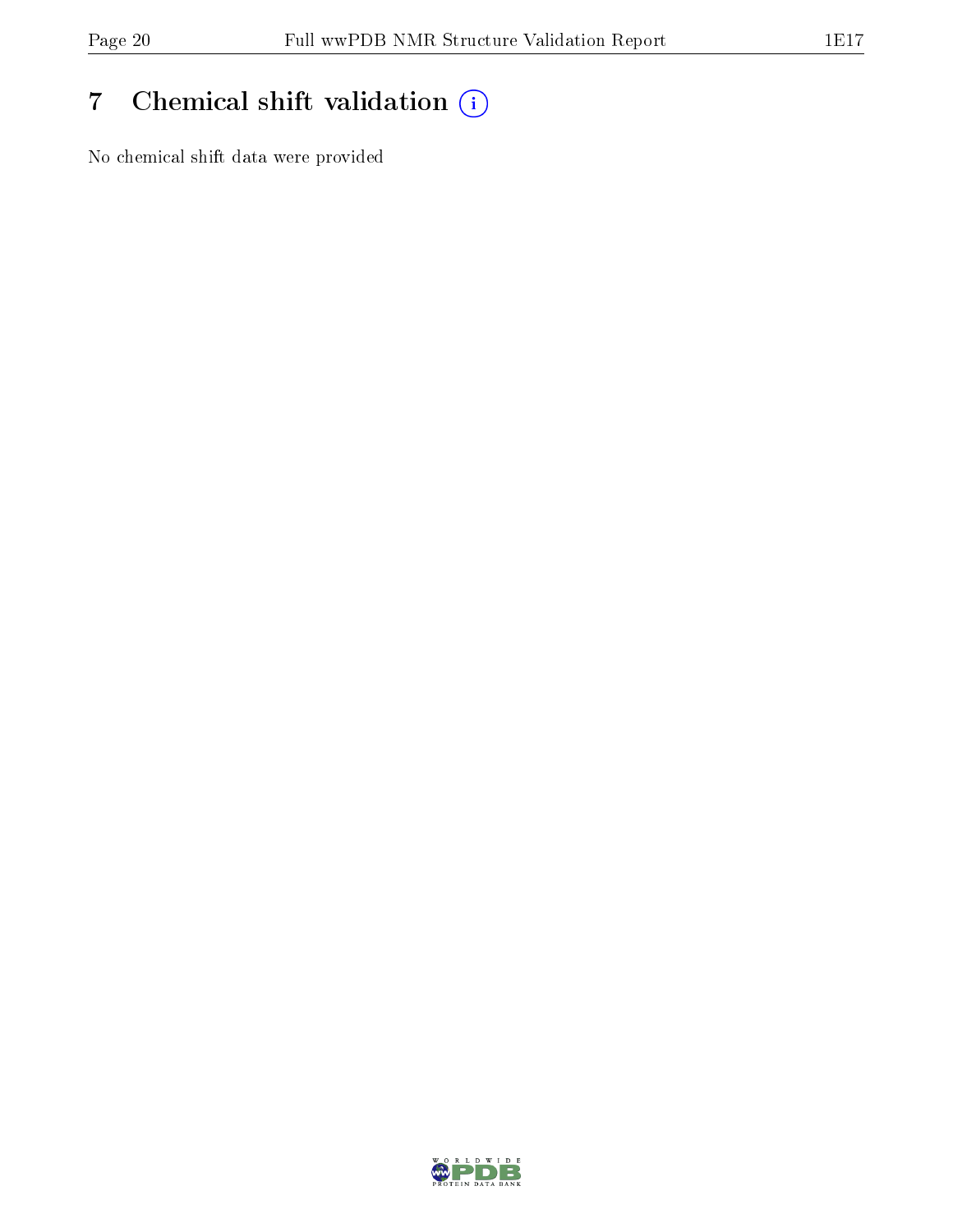# 7 Chemical shift validation

No chemical shift data were provided